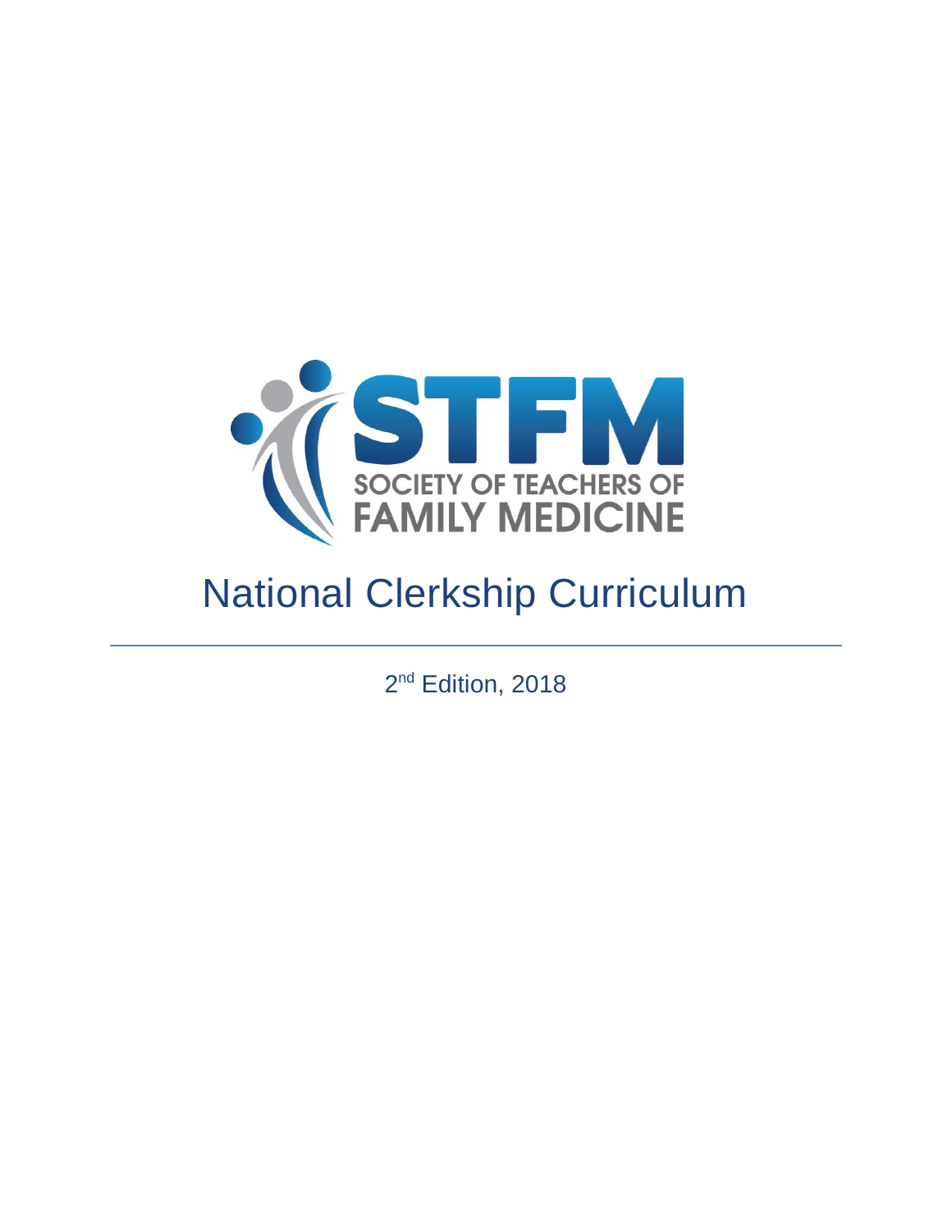STFM

SOCIETY OF TEACHERS OF FAMILY MEDICINE

# National Clerkship Curriculum

2nd Edition, 2018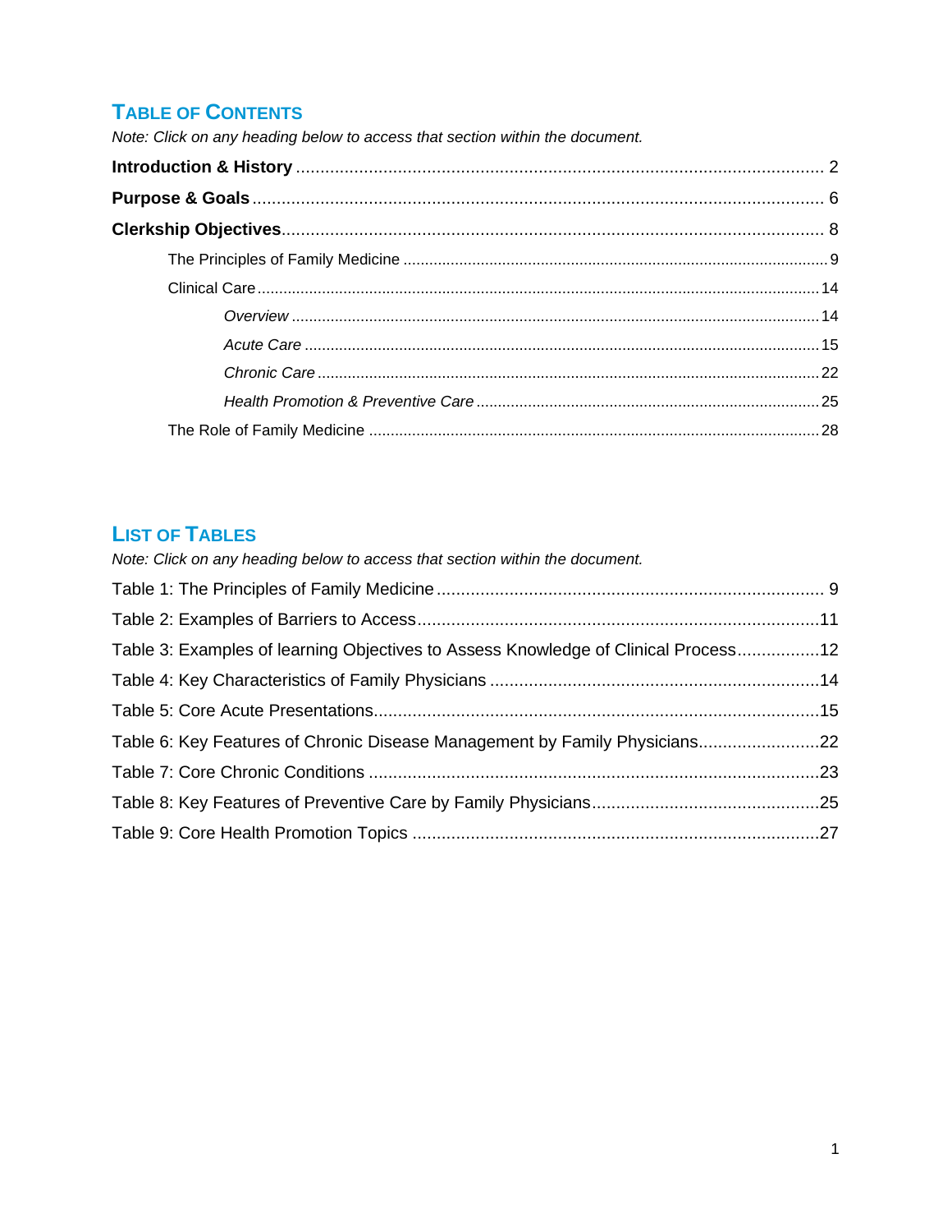## Table of Contents

*Note: Click on any heading below to access that section within the document.*

**Introduction & History** .... 2

**Purpose & Goals** .... 6

**Clerkship Objectives** .... 8

- The Principles of Family Medicine .... 9
- Clinical Care .... 14
  - *Overview* .... 14
  - *Acute Care* .... 15
  - *Chronic Care* .... 22
  - *Health Promotion & Preventive Care* .... 25
- The Role of Family Medicine .... 28

## List of Tables

*Note: Click on any heading below to access that section within the document.*

Table 1: The Principles of Family Medicine .... 9

Table 2: Examples of Barriers to Access .... 11

Table 3: Examples of learning Objectives to Assess Knowledge of Clinical Process .... 12

Table 4: Key Characteristics of Family Physicians .... 14

Table 5: Core Acute Presentations .... 15

Table 6: Key Features of Chronic Disease Management by Family Physicians .... 22

Table 7: Core Chronic Conditions .... 23

Table 8: Key Features of Preventive Care by Family Physicians .... 25

Table 9: Core Health Promotion Topics .... 27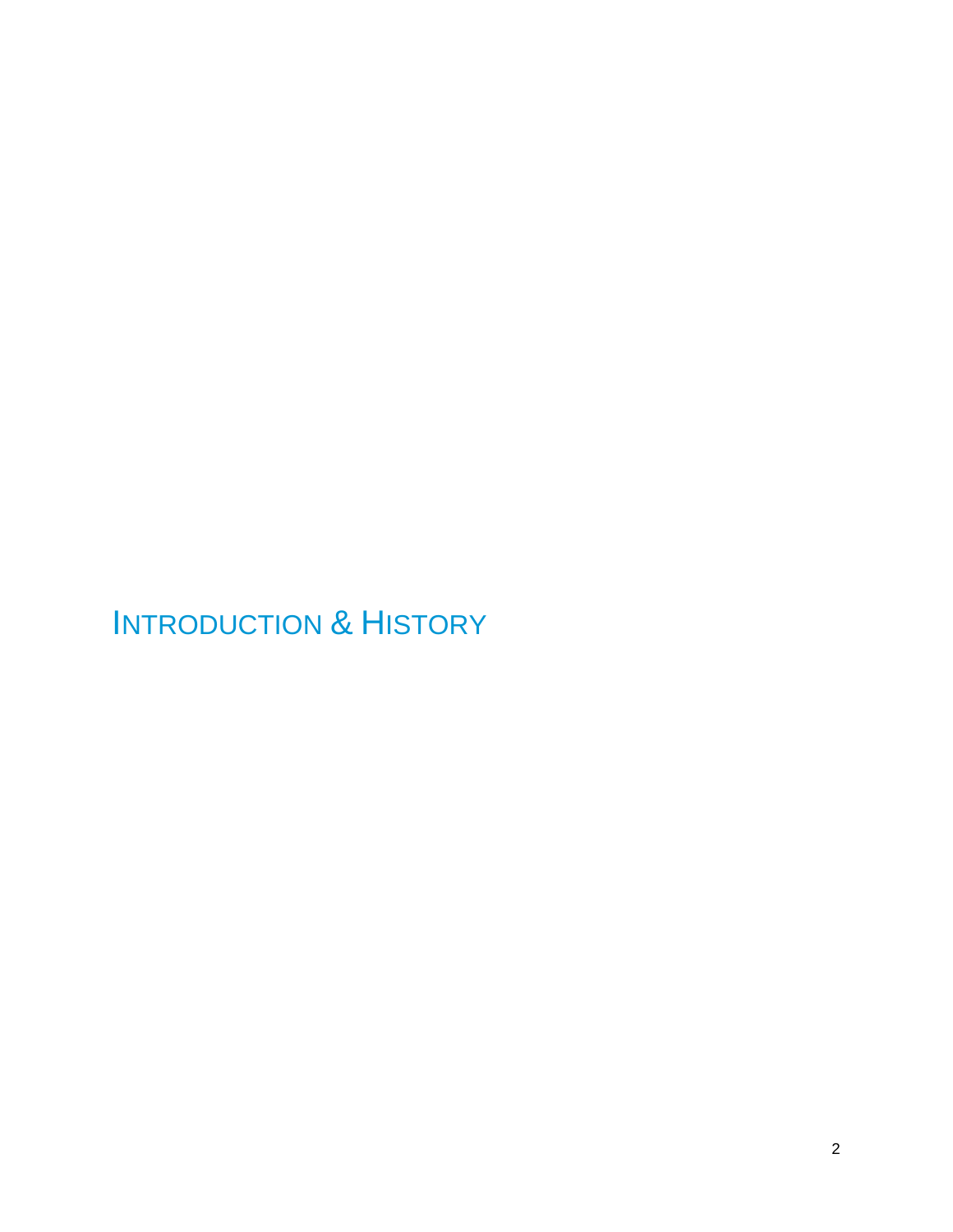# INTRODUCTION & HISTORY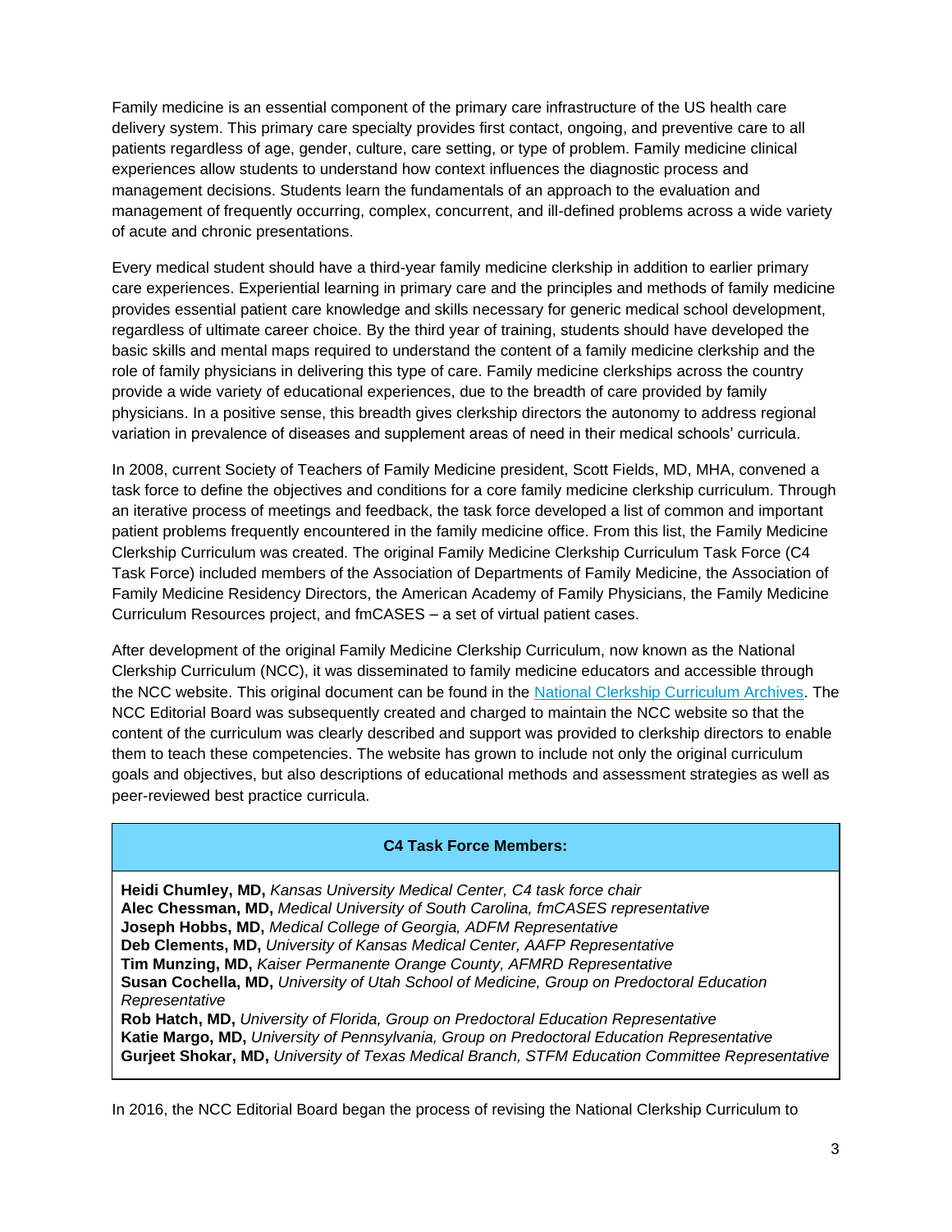Family medicine is an essential component of the primary care infrastructure of the US health care delivery system. This primary care specialty provides first contact, ongoing, and preventive care to all patients regardless of age, gender, culture, care setting, or type of problem. Family medicine clinical experiences allow students to understand how context influences the diagnostic process and management decisions. Students learn the fundamentals of an approach to the evaluation and management of frequently occurring, complex, concurrent, and ill-defined problems across a wide variety of acute and chronic presentations.

Every medical student should have a third-year family medicine clerkship in addition to earlier primary care experiences. Experiential learning in primary care and the principles and methods of family medicine provides essential patient care knowledge and skills necessary for generic medical school development, regardless of ultimate career choice. By the third year of training, students should have developed the basic skills and mental maps required to understand the content of a family medicine clerkship and the role of family physicians in delivering this type of care. Family medicine clerkships across the country provide a wide variety of educational experiences, due to the breadth of care provided by family physicians. In a positive sense, this breadth gives clerkship directors the autonomy to address regional variation in prevalence of diseases and supplement areas of need in their medical schools' curricula.

In 2008, current Society of Teachers of Family Medicine president, Scott Fields, MD, MHA, convened a task force to define the objectives and conditions for a core family medicine clerkship curriculum. Through an iterative process of meetings and feedback, the task force developed a list of common and important patient problems frequently encountered in the family medicine office. From this list, the Family Medicine Clerkship Curriculum was created. The original Family Medicine Clerkship Curriculum Task Force (C4 Task Force) included members of the Association of Departments of Family Medicine, the Association of Family Medicine Residency Directors, the American Academy of Family Physicians, the Family Medicine Curriculum Resources project, and fmCASES – a set of virtual patient cases.

After development of the original Family Medicine Clerkship Curriculum, now known as the National Clerkship Curriculum (NCC), it was disseminated to family medicine educators and accessible through the NCC website. This original document can be found in the National Clerkship Curriculum Archives. The NCC Editorial Board was subsequently created and charged to maintain the NCC website so that the content of the curriculum was clearly described and support was provided to clerkship directors to enable them to teach these competencies. The website has grown to include not only the original curriculum goals and objectives, but also descriptions of educational methods and assessment strategies as well as peer-reviewed best practice curricula.

| **C4 Task Force Members:** |
|---|
| **Heidi Chumley, MD,** *Kansas University Medical Center, C4 task force chair*<br>**Alec Chessman, MD,** *Medical University of South Carolina, fmCASES representative*<br>**Joseph Hobbs, MD,** *Medical College of Georgia, ADFM Representative*<br>**Deb Clements, MD,** *University of Kansas Medical Center, AAFP Representative*<br>**Tim Munzing, MD,** *Kaiser Permanente Orange County, AFMRD Representative*<br>**Susan Cochella, MD,** *University of Utah School of Medicine, Group on Predoctoral Education Representative*<br>**Rob Hatch, MD,** *University of Florida, Group on Predoctoral Education Representative*<br>**Katie Margo, MD,** *University of Pennsylvania, Group on Predoctoral Education Representative*<br>**Gurjeet Shokar, MD,** *University of Texas Medical Branch, STFM Education Committee Representative* |

In 2016, the NCC Editorial Board began the process of revising the National Clerkship Curriculum to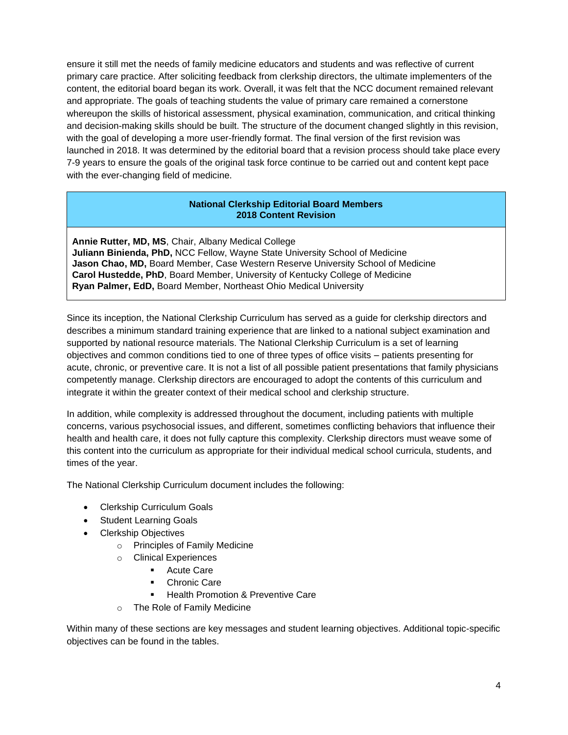ensure it still met the needs of family medicine educators and students and was reflective of current primary care practice. After soliciting feedback from clerkship directors, the ultimate implementers of the content, the editorial board began its work. Overall, it was felt that the NCC document remained relevant and appropriate. The goals of teaching students the value of primary care remained a cornerstone whereupon the skills of historical assessment, physical examination, communication, and critical thinking and decision-making skills should be built. The structure of the document changed slightly in this revision, with the goal of developing a more user-friendly format. The final version of the first revision was launched in 2018. It was determined by the editorial board that a revision process should take place every 7-9 years to ensure the goals of the original task force continue to be carried out and content kept pace with the ever-changing field of medicine.

| National Clerkship Editorial Board Members<br>2018 Content Revision |
|---|
| **Annie Rutter, MD, MS**, Chair, Albany Medical College<br>**Juliann Binienda, PhD,** NCC Fellow, Wayne State University School of Medicine<br>**Jason Chao, MD,** Board Member, Case Western Reserve University School of Medicine<br>**Carol Hustedde, PhD**, Board Member, University of Kentucky College of Medicine<br>**Ryan Palmer, EdD,** Board Member, Northeast Ohio Medical University |

Since its inception, the National Clerkship Curriculum has served as a guide for clerkship directors and describes a minimum standard training experience that are linked to a national subject examination and supported by national resource materials. The National Clerkship Curriculum is a set of learning objectives and common conditions tied to one of three types of office visits – patients presenting for acute, chronic, or preventive care. It is not a list of all possible patient presentations that family physicians competently manage. Clerkship directors are encouraged to adopt the contents of this curriculum and integrate it within the greater context of their medical school and clerkship structure.

In addition, while complexity is addressed throughout the document, including patients with multiple concerns, various psychosocial issues, and different, sometimes conflicting behaviors that influence their health and health care, it does not fully capture this complexity. Clerkship directors must weave some of this content into the curriculum as appropriate for their individual medical school curricula, students, and times of the year.

The National Clerkship Curriculum document includes the following:

- Clerkship Curriculum Goals
- Student Learning Goals
- Clerkship Objectives
  - Principles of Family Medicine
  - Clinical Experiences
    - Acute Care
    - Chronic Care
    - Health Promotion & Preventive Care
  - The Role of Family Medicine

Within many of these sections are key messages and student learning objectives. Additional topic-specific objectives can be found in the tables.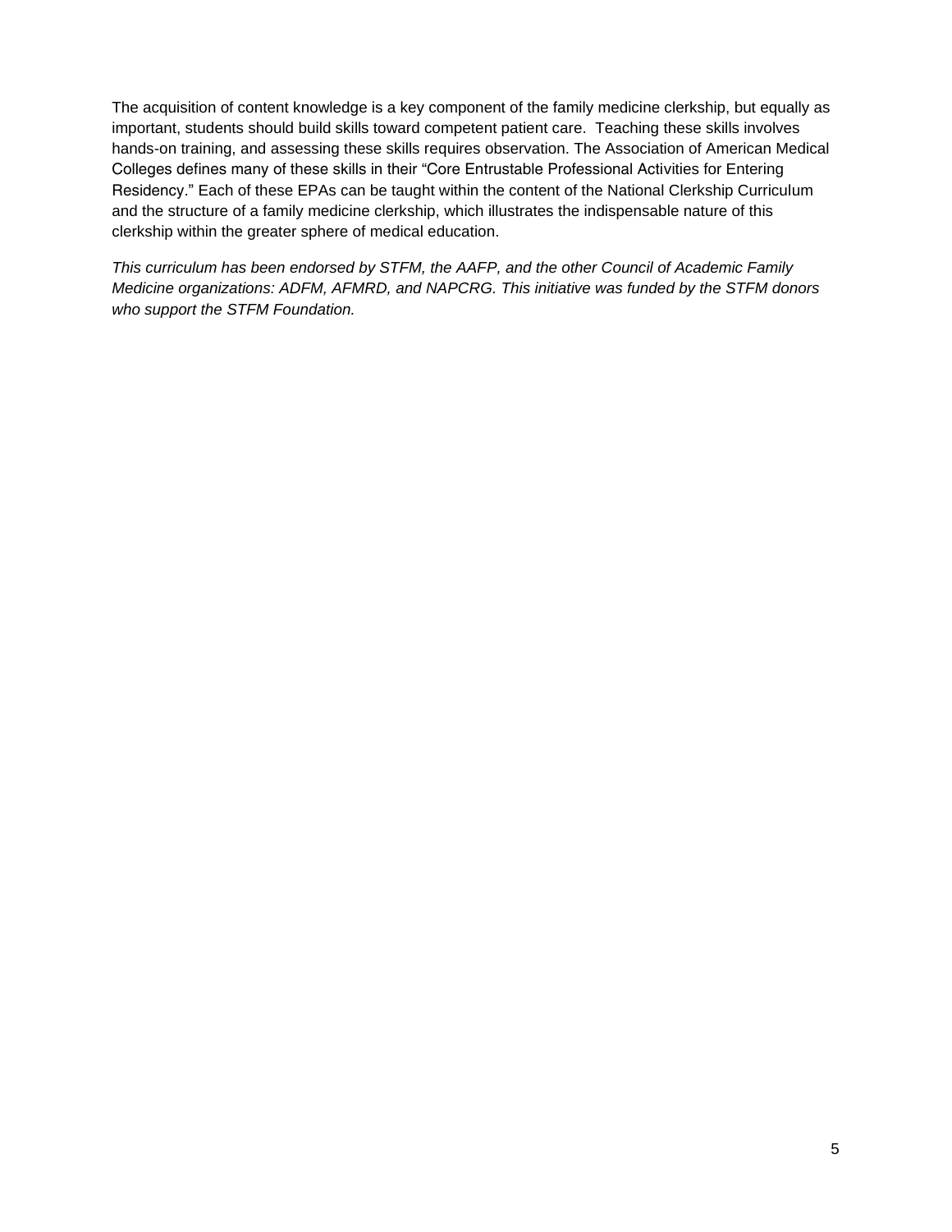The acquisition of content knowledge is a key component of the family medicine clerkship, but equally as important, students should build skills toward competent patient care. Teaching these skills involves hands-on training, and assessing these skills requires observation. The Association of American Medical Colleges defines many of these skills in their "Core Entrustable Professional Activities for Entering Residency." Each of these EPAs can be taught within the content of the National Clerkship Curriculum and the structure of a family medicine clerkship, which illustrates the indispensable nature of this clerkship within the greater sphere of medical education.

*This curriculum has been endorsed by STFM, the AAFP, and the other Council of Academic Family Medicine organizations: ADFM, AFMRD, and NAPCRG. This initiative was funded by the STFM donors who support the STFM Foundation.*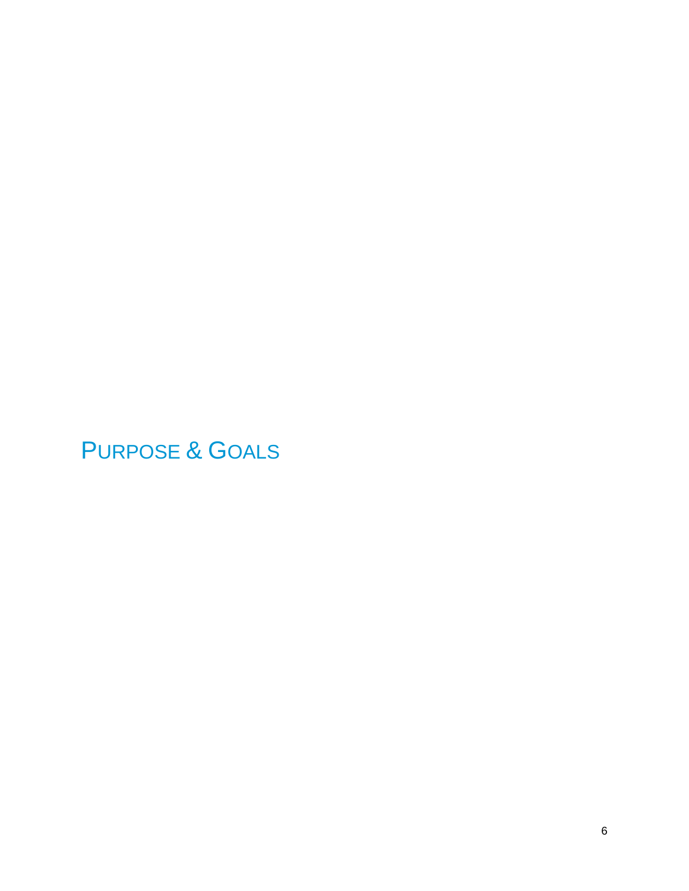# PURPOSE & GOALS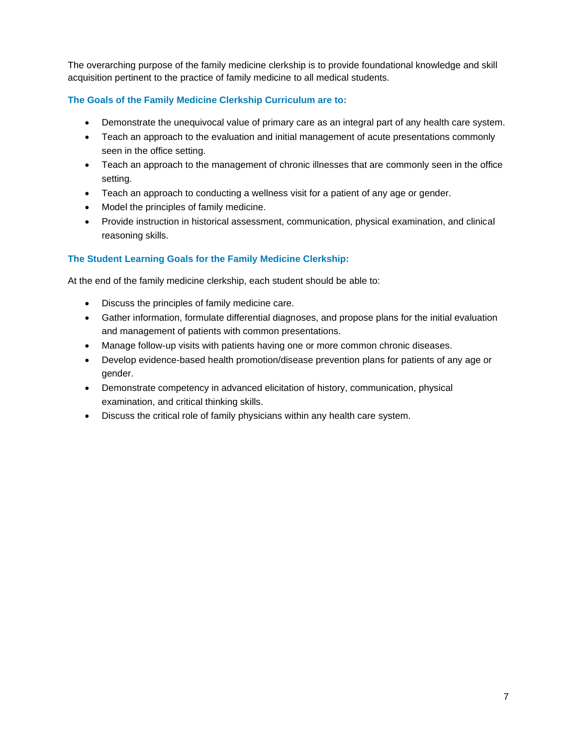The overarching purpose of the family medicine clerkship is to provide foundational knowledge and skill acquisition pertinent to the practice of family medicine to all medical students.

### The Goals of the Family Medicine Clerkship Curriculum are to:

- Demonstrate the unequivocal value of primary care as an integral part of any health care system.
- Teach an approach to the evaluation and initial management of acute presentations commonly seen in the office setting.
- Teach an approach to the management of chronic illnesses that are commonly seen in the office setting.
- Teach an approach to conducting a wellness visit for a patient of any age or gender.
- Model the principles of family medicine.
- Provide instruction in historical assessment, communication, physical examination, and clinical reasoning skills.

### The Student Learning Goals for the Family Medicine Clerkship:

At the end of the family medicine clerkship, each student should be able to:

- Discuss the principles of family medicine care.
- Gather information, formulate differential diagnoses, and propose plans for the initial evaluation and management of patients with common presentations.
- Manage follow-up visits with patients having one or more common chronic diseases.
- Develop evidence-based health promotion/disease prevention plans for patients of any age or gender.
- Demonstrate competency in advanced elicitation of history, communication, physical examination, and critical thinking skills.
- Discuss the critical role of family physicians within any health care system.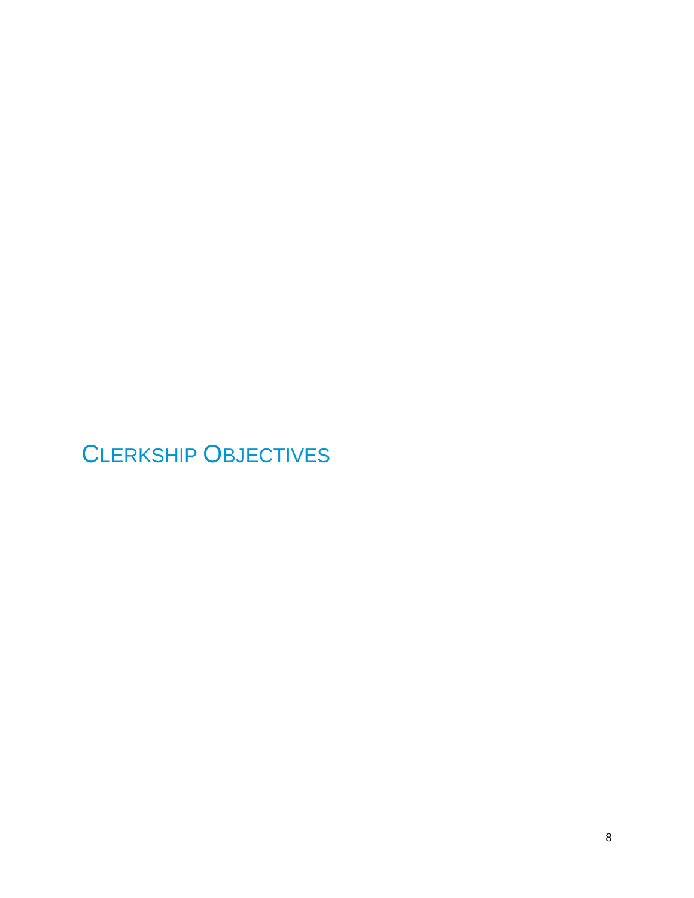# Clerkship Objectives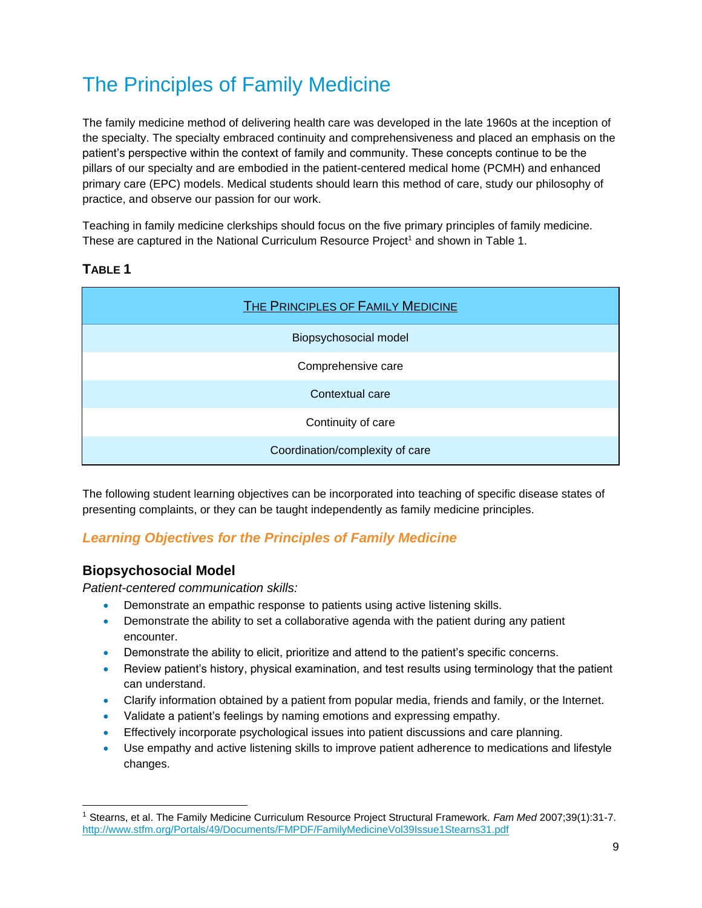# The Principles of Family Medicine

The family medicine method of delivering health care was developed in the late 1960s at the inception of the specialty. The specialty embraced continuity and comprehensiveness and placed an emphasis on the patient's perspective within the context of family and community. These concepts continue to be the pillars of our specialty and are embodied in the patient-centered medical home (PCMH) and enhanced primary care (EPC) models. Medical students should learn this method of care, study our philosophy of practice, and observe our passion for our work.

Teaching in family medicine clerkships should focus on the five primary principles of family medicine. These are captured in the National Curriculum Resource Project[1] and shown in Table 1.

### TABLE 1

| THE PRINCIPLES OF FAMILY MEDICINE |
| --- |
| Biopsychosocial model |
| Comprehensive care |
| Contextual care |
| Continuity of care |
| Coordination/complexity of care |

The following student learning objectives can be incorporated into teaching of specific disease states of presenting complaints, or they can be taught independently as family medicine principles.

## *Learning Objectives for the Principles of Family Medicine*

### Biopsychosocial Model

*Patient-centered communication skills:*

- Demonstrate an empathic response to patients using active listening skills.
- Demonstrate the ability to set a collaborative agenda with the patient during any patient encounter.
- Demonstrate the ability to elicit, prioritize and attend to the patient's specific concerns.
- Review patient's history, physical examination, and test results using terminology that the patient can understand.
- Clarify information obtained by a patient from popular media, friends and family, or the Internet.
- Validate a patient's feelings by naming emotions and expressing empathy.
- Effectively incorporate psychological issues into patient discussions and care planning.
- Use empathy and active listening skills to improve patient adherence to medications and lifestyle changes.

---

[1] Stearns, et al. The Family Medicine Curriculum Resource Project Structural Framework. *Fam Med* 2007;39(1):31-7. http://www.stfm.org/Portals/49/Documents/FMPDF/FamilyMedicineVol39Issue1Stearns31.pdf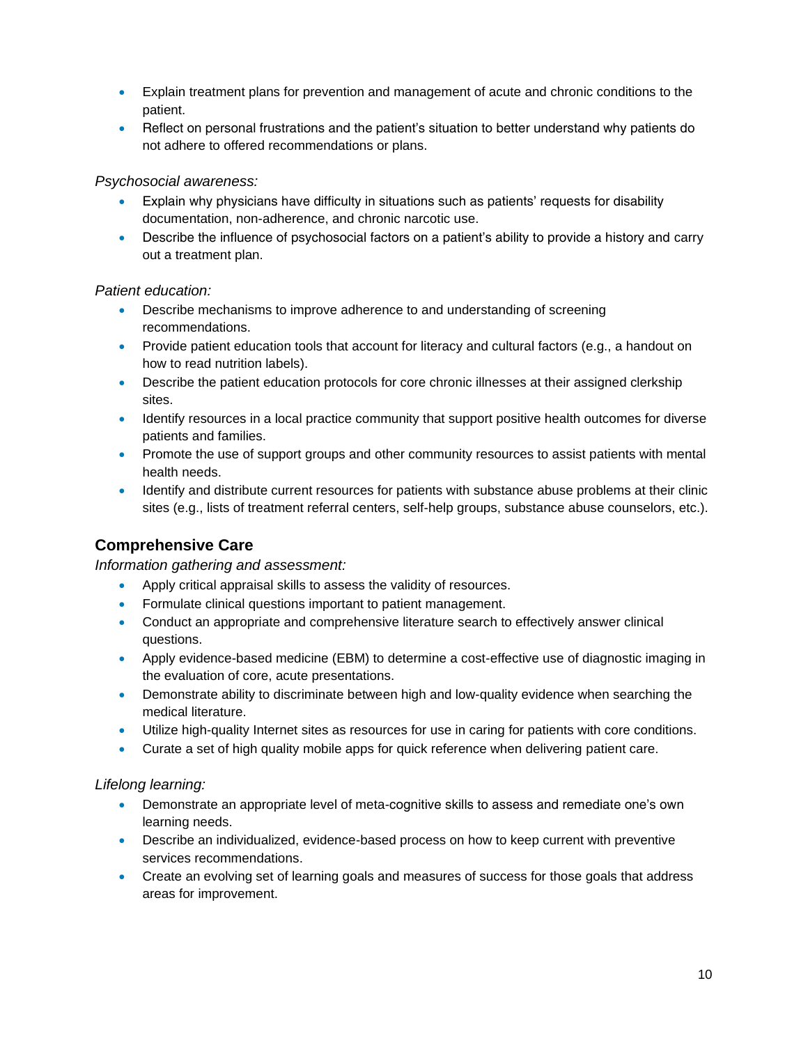- Explain treatment plans for prevention and management of acute and chronic conditions to the patient.
- Reflect on personal frustrations and the patient's situation to better understand why patients do not adhere to offered recommendations or plans.

*Psychosocial awareness:*

- Explain why physicians have difficulty in situations such as patients' requests for disability documentation, non-adherence, and chronic narcotic use.
- Describe the influence of psychosocial factors on a patient's ability to provide a history and carry out a treatment plan.

*Patient education:*

- Describe mechanisms to improve adherence to and understanding of screening recommendations.
- Provide patient education tools that account for literacy and cultural factors (e.g., a handout on how to read nutrition labels).
- Describe the patient education protocols for core chronic illnesses at their assigned clerkship sites.
- Identify resources in a local practice community that support positive health outcomes for diverse patients and families.
- Promote the use of support groups and other community resources to assist patients with mental health needs.
- Identify and distribute current resources for patients with substance abuse problems at their clinic sites (e.g., lists of treatment referral centers, self-help groups, substance abuse counselors, etc.).

## Comprehensive Care

*Information gathering and assessment:*

- Apply critical appraisal skills to assess the validity of resources.
- Formulate clinical questions important to patient management.
- Conduct an appropriate and comprehensive literature search to effectively answer clinical questions.
- Apply evidence-based medicine (EBM) to determine a cost-effective use of diagnostic imaging in the evaluation of core, acute presentations.
- Demonstrate ability to discriminate between high and low-quality evidence when searching the medical literature.
- Utilize high-quality Internet sites as resources for use in caring for patients with core conditions.
- Curate a set of high quality mobile apps for quick reference when delivering patient care.

*Lifelong learning:*

- Demonstrate an appropriate level of meta-cognitive skills to assess and remediate one's own learning needs.
- Describe an individualized, evidence-based process on how to keep current with preventive services recommendations.
- Create an evolving set of learning goals and measures of success for those goals that address areas for improvement.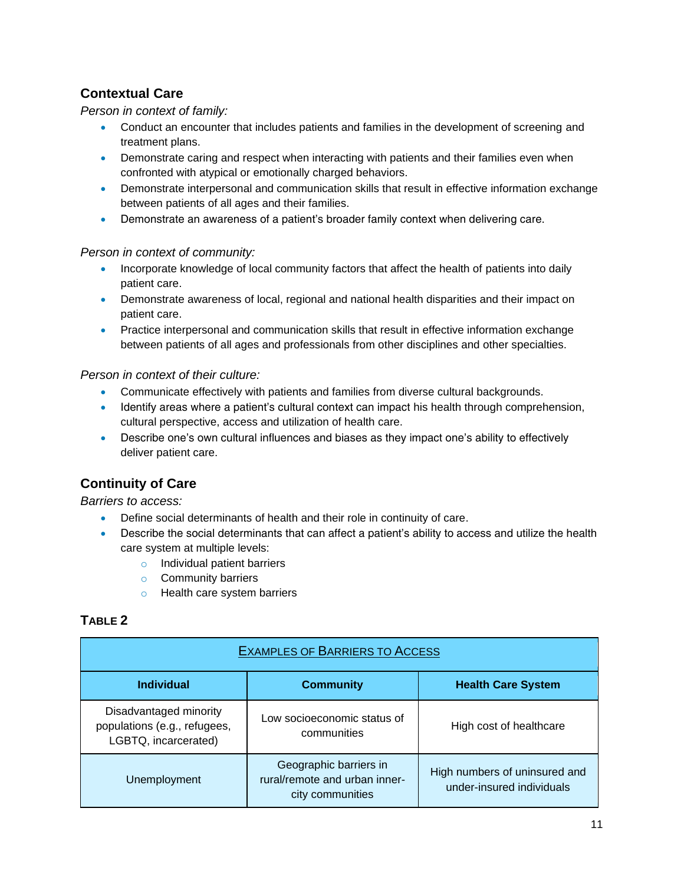## Contextual Care

*Person in context of family:*

- Conduct an encounter that includes patients and families in the development of screening and treatment plans.
- Demonstrate caring and respect when interacting with patients and their families even when confronted with atypical or emotionally charged behaviors.
- Demonstrate interpersonal and communication skills that result in effective information exchange between patients of all ages and their families.
- Demonstrate an awareness of a patient's broader family context when delivering care.

*Person in context of community:*

- Incorporate knowledge of local community factors that affect the health of patients into daily patient care.
- Demonstrate awareness of local, regional and national health disparities and their impact on patient care.
- Practice interpersonal and communication skills that result in effective information exchange between patients of all ages and professionals from other disciplines and other specialties.

*Person in context of their culture:*

- Communicate effectively with patients and families from diverse cultural backgrounds.
- Identify areas where a patient's cultural context can impact his health through comprehension, cultural perspective, access and utilization of health care.
- Describe one's own cultural influences and biases as they impact one's ability to effectively deliver patient care.

## Continuity of Care

*Barriers to access:*

- Define social determinants of health and their role in continuity of care.
- Describe the social determinants that can affect a patient's ability to access and utilize the health care system at multiple levels:
    - Individual patient barriers
    - Community barriers
    - Health care system barriers

### TABLE 2

| EXAMPLES OF BARRIERS TO ACCESS | | |
|---|---|---|
| **Individual** | **Community** | **Health Care System** |
| Disadvantaged minority populations (e.g., refugees, LGBTQ, incarcerated) | Low socioeconomic status of communities | High cost of healthcare |
| Unemployment | Geographic barriers in rural/remote and urban inner-city communities | High numbers of uninsured and under-insured individuals |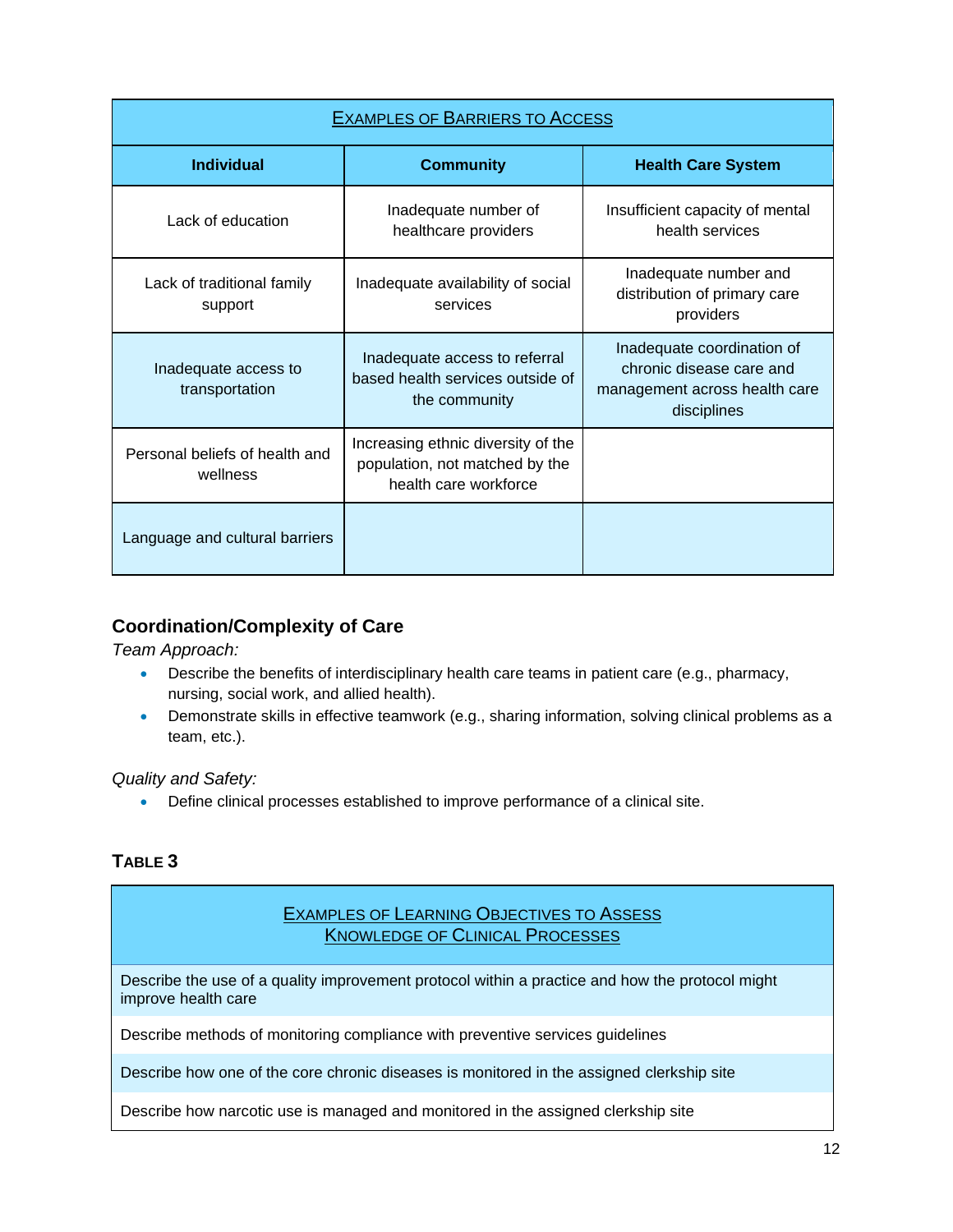| Examples of Barriers to Access | | |
|---|---|---|
| **Individual** | **Community** | **Health Care System** |
| Lack of education | Inadequate number of healthcare providers | Insufficient capacity of mental health services |
| Lack of traditional family support | Inadequate availability of social services | Inadequate number and distribution of primary care providers |
| Inadequate access to transportation | Inadequate access to referral based health services outside of the community | Inadequate coordination of chronic disease care and management across health care disciplines |
| Personal beliefs of health and wellness | Increasing ethnic diversity of the population, not matched by the health care workforce | |
| Language and cultural barriers | | |

## Coordination/Complexity of Care

*Team Approach:*

- Describe the benefits of interdisciplinary health care teams in patient care (e.g., pharmacy, nursing, social work, and allied health).
- Demonstrate skills in effective teamwork (e.g., sharing information, solving clinical problems as a team, etc.).

*Quality and Safety:*

- Define clinical processes established to improve performance of a clinical site.

### Table 3

| Examples of Learning Objectives to Assess Knowledge of Clinical Processes |
|---|
| Describe the use of a quality improvement protocol within a practice and how the protocol might improve health care |
| Describe methods of monitoring compliance with preventive services guidelines |
| Describe how one of the core chronic diseases is monitored in the assigned clerkship site |
| Describe how narcotic use is managed and monitored in the assigned clerkship site |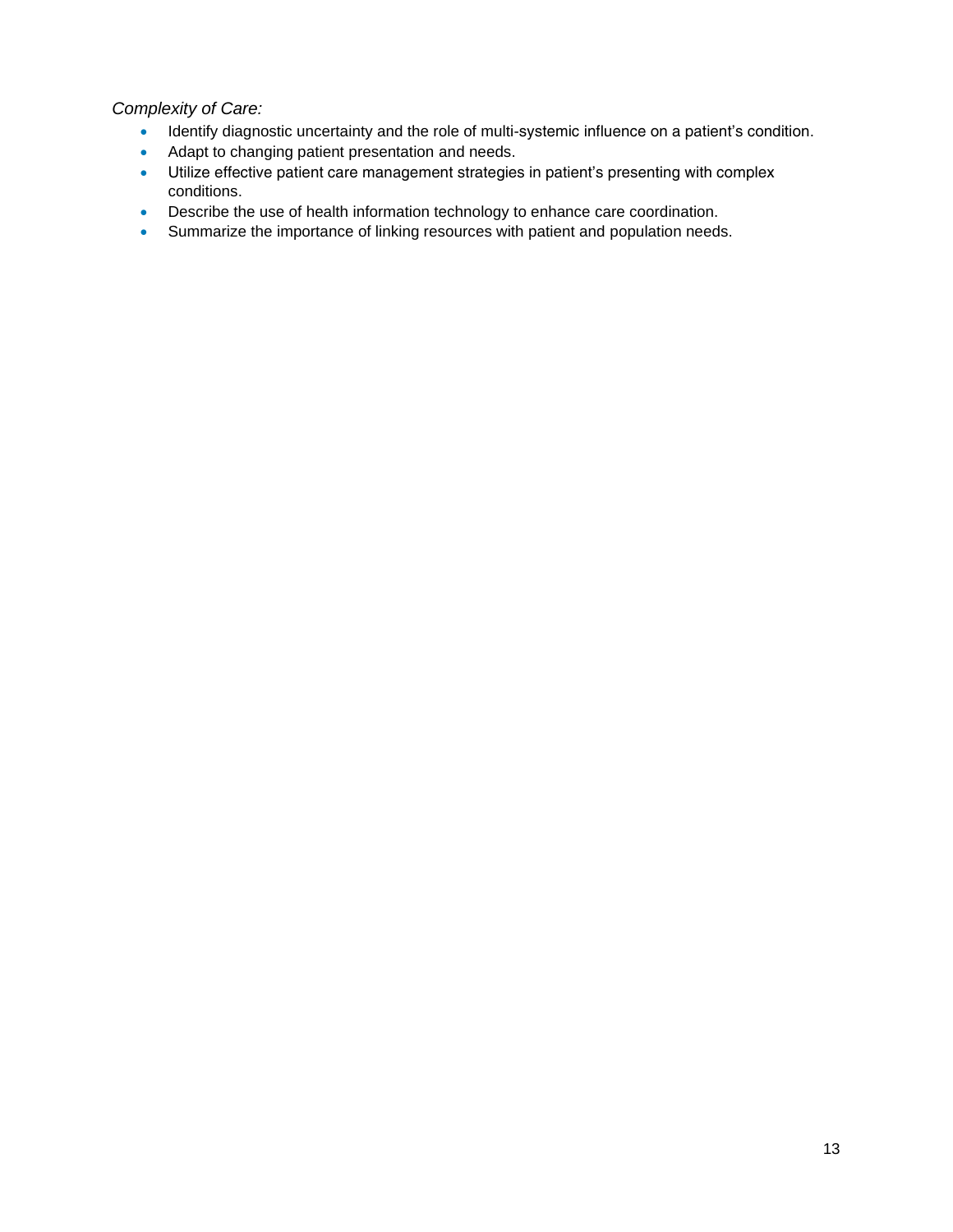*Complexity of Care:*

- Identify diagnostic uncertainty and the role of multi-systemic influence on a patient's condition.
- Adapt to changing patient presentation and needs.
- Utilize effective patient care management strategies in patient's presenting with complex conditions.
- Describe the use of health information technology to enhance care coordination.
- Summarize the importance of linking resources with patient and population needs.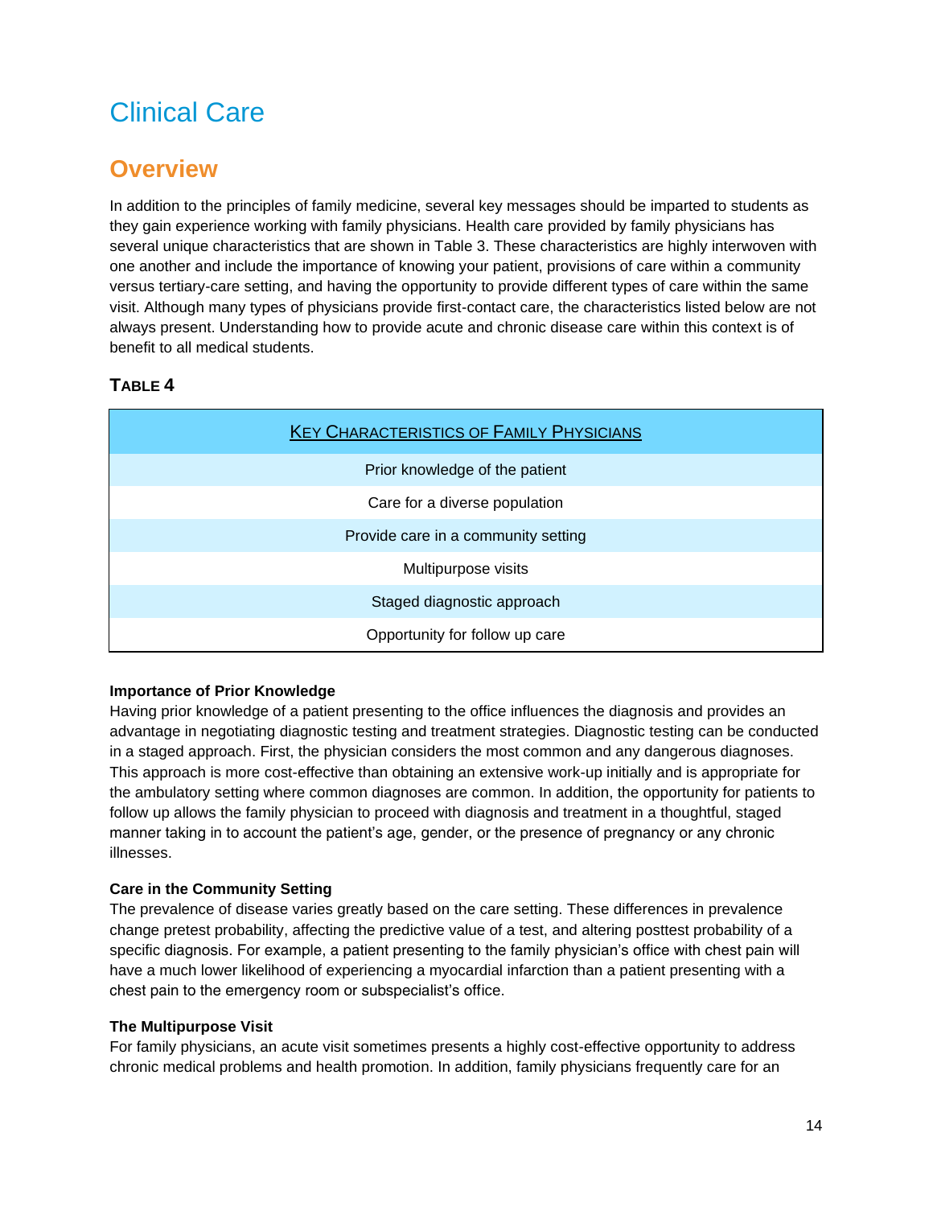# Clinical Care

## Overview

In addition to the principles of family medicine, several key messages should be imparted to students as they gain experience working with family physicians. Health care provided by family physicians has several unique characteristics that are shown in Table 3. These characteristics are highly interwoven with one another and include the importance of knowing your patient, provisions of care within a community versus tertiary-care setting, and having the opportunity to provide different types of care within the same visit. Although many types of physicians provide first-contact care, the characteristics listed below are not always present. Understanding how to provide acute and chronic disease care within this context is of benefit to all medical students.

### Table 4

| Key Characteristics of Family Physicians |
|---|
| Prior knowledge of the patient |
| Care for a diverse population |
| Provide care in a community setting |
| Multipurpose visits |
| Staged diagnostic approach |
| Opportunity for follow up care |

**Importance of Prior Knowledge**
Having prior knowledge of a patient presenting to the office influences the diagnosis and provides an advantage in negotiating diagnostic testing and treatment strategies. Diagnostic testing can be conducted in a staged approach. First, the physician considers the most common and any dangerous diagnoses. This approach is more cost-effective than obtaining an extensive work-up initially and is appropriate for the ambulatory setting where common diagnoses are common. In addition, the opportunity for patients to follow up allows the family physician to proceed with diagnosis and treatment in a thoughtful, staged manner taking in to account the patient's age, gender, or the presence of pregnancy or any chronic illnesses.

**Care in the Community Setting**
The prevalence of disease varies greatly based on the care setting. These differences in prevalence change pretest probability, affecting the predictive value of a test, and altering posttest probability of a specific diagnosis. For example, a patient presenting to the family physician's office with chest pain will have a much lower likelihood of experiencing a myocardial infarction than a patient presenting with a chest pain to the emergency room or subspecialist's office.

**The Multipurpose Visit**
For family physicians, an acute visit sometimes presents a highly cost-effective opportunity to address chronic medical problems and health promotion. In addition, family physicians frequently care for an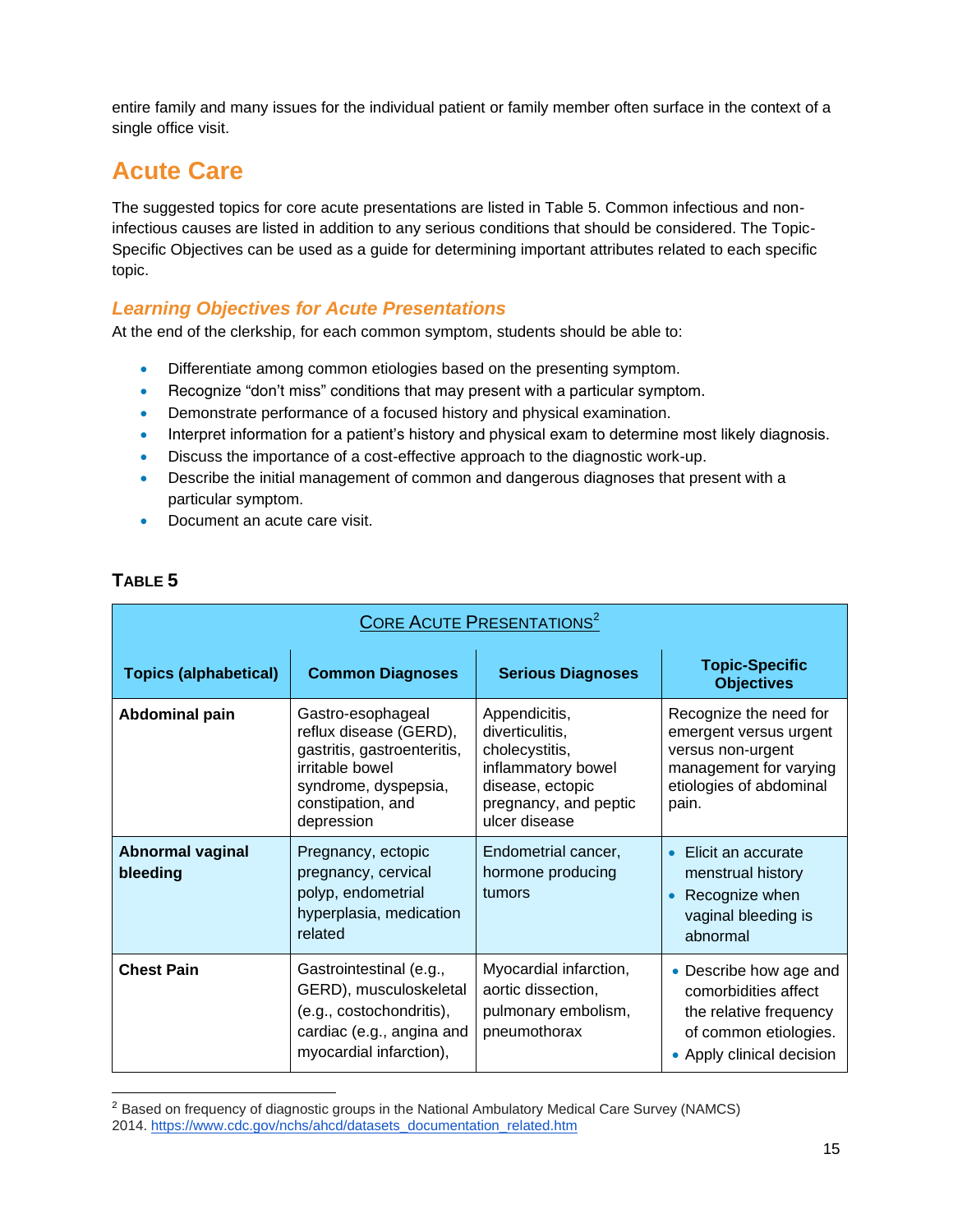entire family and many issues for the individual patient or family member often surface in the context of a single office visit.

## Acute Care

The suggested topics for core acute presentations are listed in Table 5. Common infectious and non-infectious causes are listed in addition to any serious conditions that should be considered. The Topic-Specific Objectives can be used as a guide for determining important attributes related to each specific topic.

### *Learning Objectives for Acute Presentations*

At the end of the clerkship, for each common symptom, students should be able to:

- Differentiate among common etiologies based on the presenting symptom.
- Recognize "don't miss" conditions that may present with a particular symptom.
- Demonstrate performance of a focused history and physical examination.
- Interpret information for a patient's history and physical exam to determine most likely diagnosis.
- Discuss the importance of a cost-effective approach to the diagnostic work-up.
- Describe the initial management of common and dangerous diagnoses that present with a particular symptom.
- Document an acute care visit.

**TABLE 5**

| Core Acute Presentations[2] | | | |
|---|---|---|---|
| **Topics (alphabetical)** | **Common Diagnoses** | **Serious Diagnoses** | **Topic-Specific Objectives** |
| **Abdominal pain** | Gastro-esophageal reflux disease (GERD), gastritis, gastroenteritis, irritable bowel syndrome, dyspepsia, constipation, and depression | Appendicitis, diverticulitis, cholecystitis, inflammatory bowel disease, ectopic pregnancy, and peptic ulcer disease | Recognize the need for emergent versus urgent versus non-urgent management for varying etiologies of abdominal pain. |
| **Abnormal vaginal bleeding** | Pregnancy, ectopic pregnancy, cervical polyp, endometrial hyperplasia, medication related | Endometrial cancer, hormone producing tumors | • Elicit an accurate menstrual history<br>• Recognize when vaginal bleeding is abnormal |
| **Chest Pain** | Gastrointestinal (e.g., GERD), musculoskeletal (e.g., costochondritis), cardiac (e.g., angina and myocardial infarction), | Myocardial infarction, aortic dissection, pulmonary embolism, pneumothorax | • Describe how age and comorbidities affect the relative frequency of common etiologies.<br>• Apply clinical decision |

[2] Based on frequency of diagnostic groups in the National Ambulatory Medical Care Survey (NAMCS) 2014. https://www.cdc.gov/nchs/ahcd/datasets_documentation_related.htm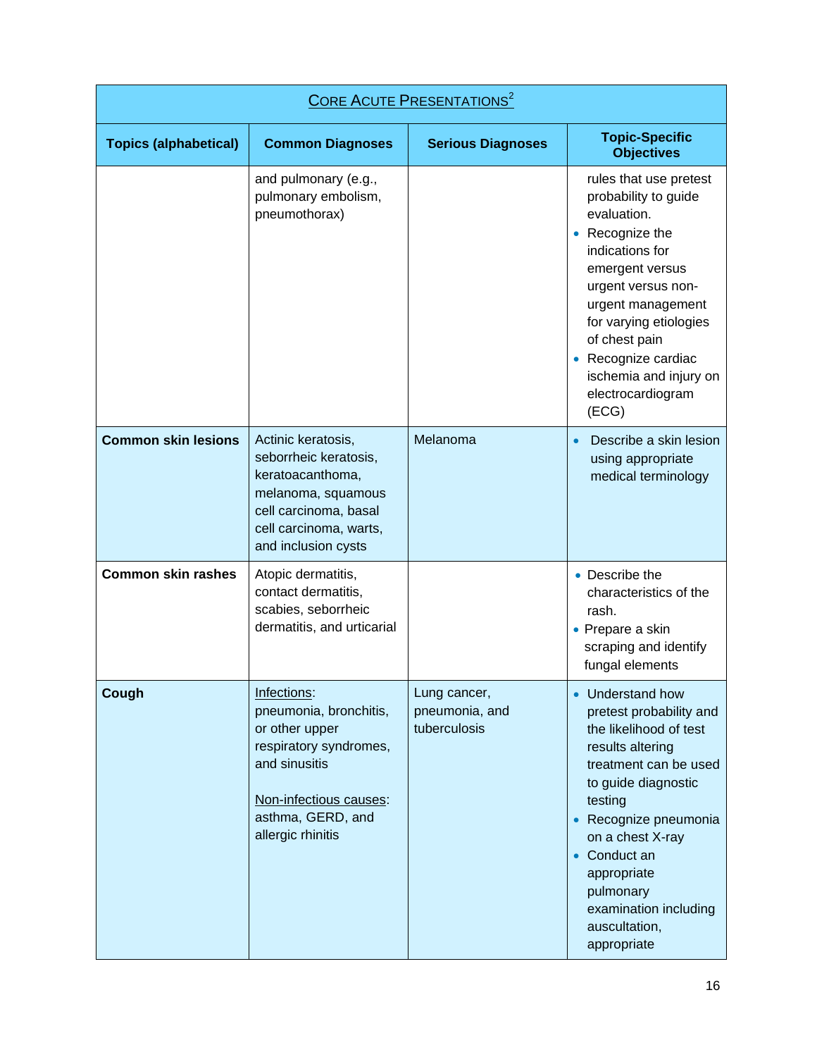| CORE ACUTE PRESENTATIONS[2] | | | |
|---|---|---|---|
| **Topics (alphabetical)** | **Common Diagnoses** | **Serious Diagnoses** | **Topic-Specific Objectives** |
| | and pulmonary (e.g., pulmonary embolism, pneumothorax) | | rules that use pretest probability to guide evaluation.<br>• Recognize the indications for emergent versus urgent versus non-urgent management for varying etiologies of chest pain<br>• Recognize cardiac ischemia and injury on electrocardiogram (ECG) |
| **Common skin lesions** | Actinic keratosis, seborrheic keratosis, keratoacanthoma, melanoma, squamous cell carcinoma, basal cell carcinoma, warts, and inclusion cysts | Melanoma | • Describe a skin lesion using appropriate medical terminology |
| **Common skin rashes** | Atopic dermatitis, contact dermatitis, scabies, seborrheic dermatitis, and urticarial | | • Describe the characteristics of the rash.<br>• Prepare a skin scraping and identify fungal elements |
| **Cough** | Infections: pneumonia, bronchitis, or other upper respiratory syndromes, and sinusitis<br><br>Non-infectious causes: asthma, GERD, and allergic rhinitis | Lung cancer, pneumonia, and tuberculosis | • Understand how pretest probability and the likelihood of test results altering treatment can be used to guide diagnostic testing<br>• Recognize pneumonia on a chest X-ray<br>• Conduct an appropriate pulmonary examination including auscultation, appropriate |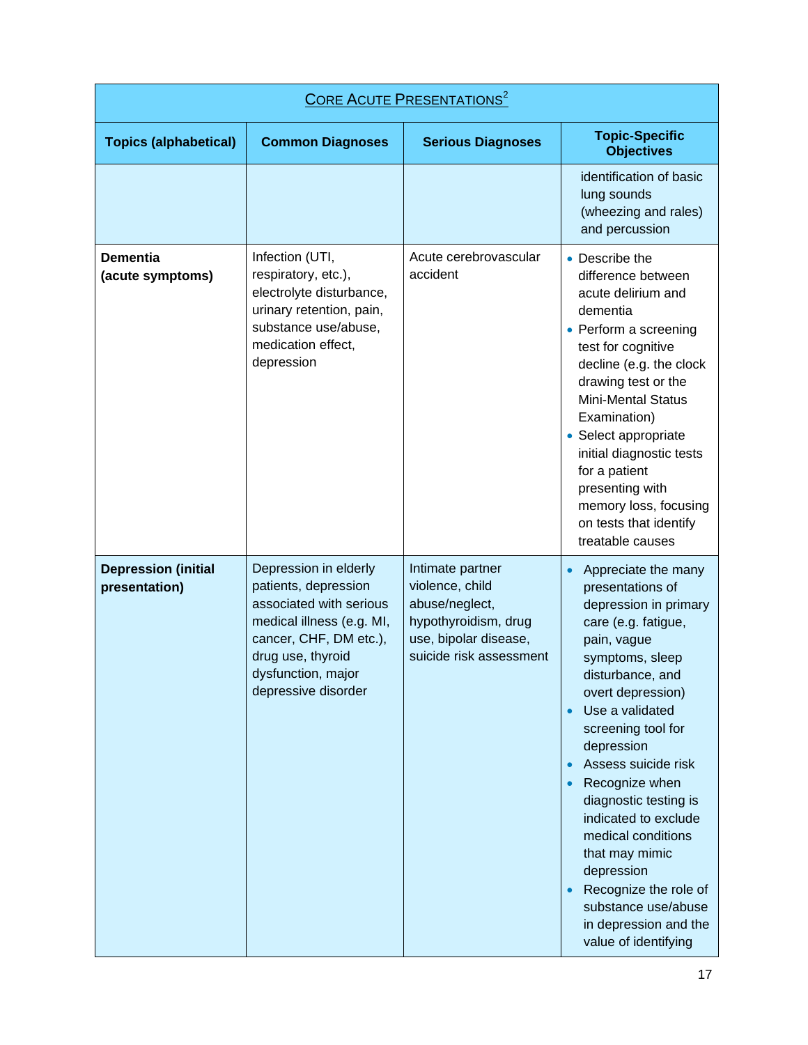| Core Acute Presentations[2] | | | |
|---|---|---|---|
| **Topics (alphabetical)** | **Common Diagnoses** | **Serious Diagnoses** | **Topic-Specific Objectives** |
| | | | identification of basic lung sounds (wheezing and rales) and percussion |
| **Dementia (acute symptoms)** | Infection (UTI, respiratory, etc.), electrolyte disturbance, urinary retention, pain, substance use/abuse, medication effect, depression | Acute cerebrovascular accident | • Describe the difference between acute delirium and dementia<br>• Perform a screening test for cognitive decline (e.g. the clock drawing test or the Mini-Mental Status Examination)<br>• Select appropriate initial diagnostic tests for a patient presenting with memory loss, focusing on tests that identify treatable causes |
| **Depression (initial presentation)** | Depression in elderly patients, depression associated with serious medical illness (e.g. MI, cancer, CHF, DM etc.), drug use, thyroid dysfunction, major depressive disorder | Intimate partner violence, child abuse/neglect, hypothyroidism, drug use, bipolar disease, suicide risk assessment | • Appreciate the many presentations of depression in primary care (e.g. fatigue, pain, vague symptoms, sleep disturbance, and overt depression)<br>• Use a validated screening tool for depression<br>• Assess suicide risk<br>• Recognize when diagnostic testing is indicated to exclude medical conditions that may mimic depression<br>• Recognize the role of substance use/abuse in depression and the value of identifying |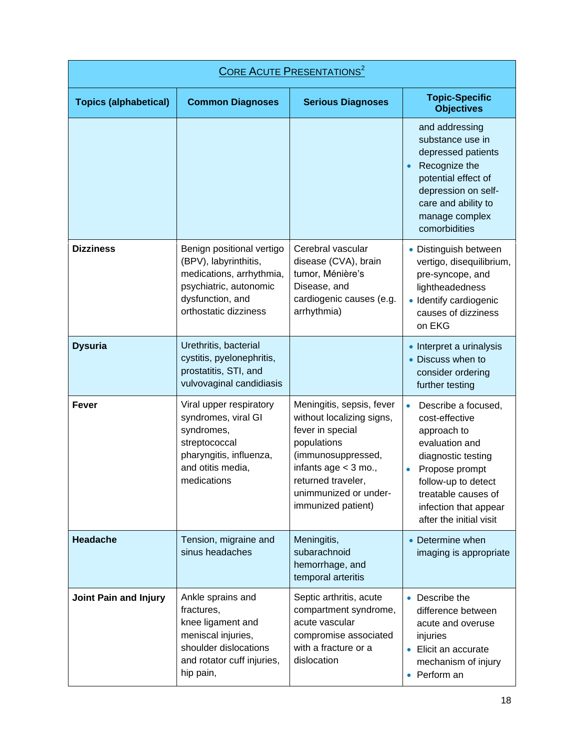| Core Acute Presentations[2] | | | |
|---|---|---|---|
| **Topics (alphabetical)** | **Common Diagnoses** | **Serious Diagnoses** | **Topic-Specific Objectives** |
| | | | and addressing substance use in depressed patients<br>• Recognize the potential effect of depression on self-care and ability to manage complex comorbidities |
| **Dizziness** | Benign positional vertigo (BPV), labyrinthitis, medications, arrhythmia, psychiatric, autonomic dysfunction, and orthostatic dizziness | Cerebral vascular disease (CVA), brain tumor, Ménière's Disease, and cardiogenic causes (e.g. arrhythmia) | • Distinguish between vertigo, disequilibrium, pre-syncope, and lightheadedness<br>• Identify cardiogenic causes of dizziness on EKG |
| **Dysuria** | Urethritis, bacterial cystitis, pyelonephritis, prostatitis, STI, and vulvovaginal candidiasis | | • Interpret a urinalysis<br>• Discuss when to consider ordering further testing |
| **Fever** | Viral upper respiratory syndromes, viral GI syndromes, streptococcal pharyngitis, influenza, and otitis media, medications | Meningitis, sepsis, fever without localizing signs, fever in special populations (immunosuppressed, infants age < 3 mo., returned traveler, unimmunized or under-immunized patient) | • Describe a focused, cost-effective approach to evaluation and diagnostic testing<br>• Propose prompt follow-up to detect treatable causes of infection that appear after the initial visit |
| **Headache** | Tension, migraine and sinus headaches | Meningitis, subarachnoid hemorrhage, and temporal arteritis | • Determine when imaging is appropriate |
| **Joint Pain and Injury** | Ankle sprains and fractures, knee ligament and meniscal injuries, shoulder dislocations and rotator cuff injuries, hip pain, | Septic arthritis, acute compartment syndrome, acute vascular compromise associated with a fracture or a dislocation | • Describe the difference between acute and overuse injuries<br>• Elicit an accurate mechanism of injury<br>• Perform an |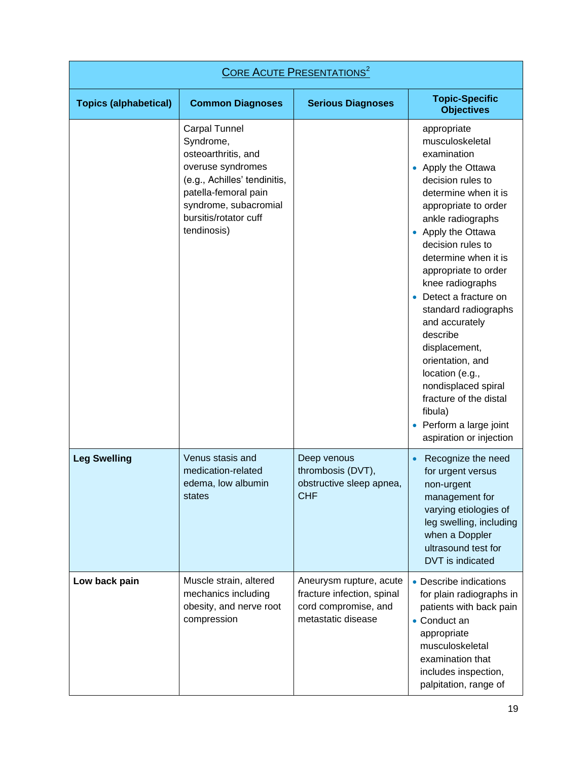| CORE ACUTE PRESENTATIONS[2] | | | |
|---|---|---|---|
| **Topics (alphabetical)** | **Common Diagnoses** | **Serious Diagnoses** | **Topic-Specific Objectives** |
| | Carpal Tunnel Syndrome, osteoarthritis, and overuse syndromes (e.g., Achilles' tendinitis, patella-femoral pain syndrome, subacromial bursitis/rotator cuff tendinosis) | | appropriate musculoskeletal examination<br>• Apply the Ottawa decision rules to determine when it is appropriate to order ankle radiographs<br>• Apply the Ottawa decision rules to determine when it is appropriate to order knee radiographs<br>• Detect a fracture on standard radiographs and accurately describe displacement, orientation, and location (e.g., nondisplaced spiral fracture of the distal fibula)<br>• Perform a large joint aspiration or injection |
| **Leg Swelling** | Venus stasis and medication-related edema, low albumin states | Deep venous thrombosis (DVT), obstructive sleep apnea, CHF | • Recognize the need for urgent versus non-urgent management for varying etiologies of leg swelling, including when a Doppler ultrasound test for DVT is indicated |
| **Low back pain** | Muscle strain, altered mechanics including obesity, and nerve root compression | Aneurysm rupture, acute fracture infection, spinal cord compromise, and metastatic disease | • Describe indications for plain radiographs in patients with back pain<br>• Conduct an appropriate musculoskeletal examination that includes inspection, palpitation, range of |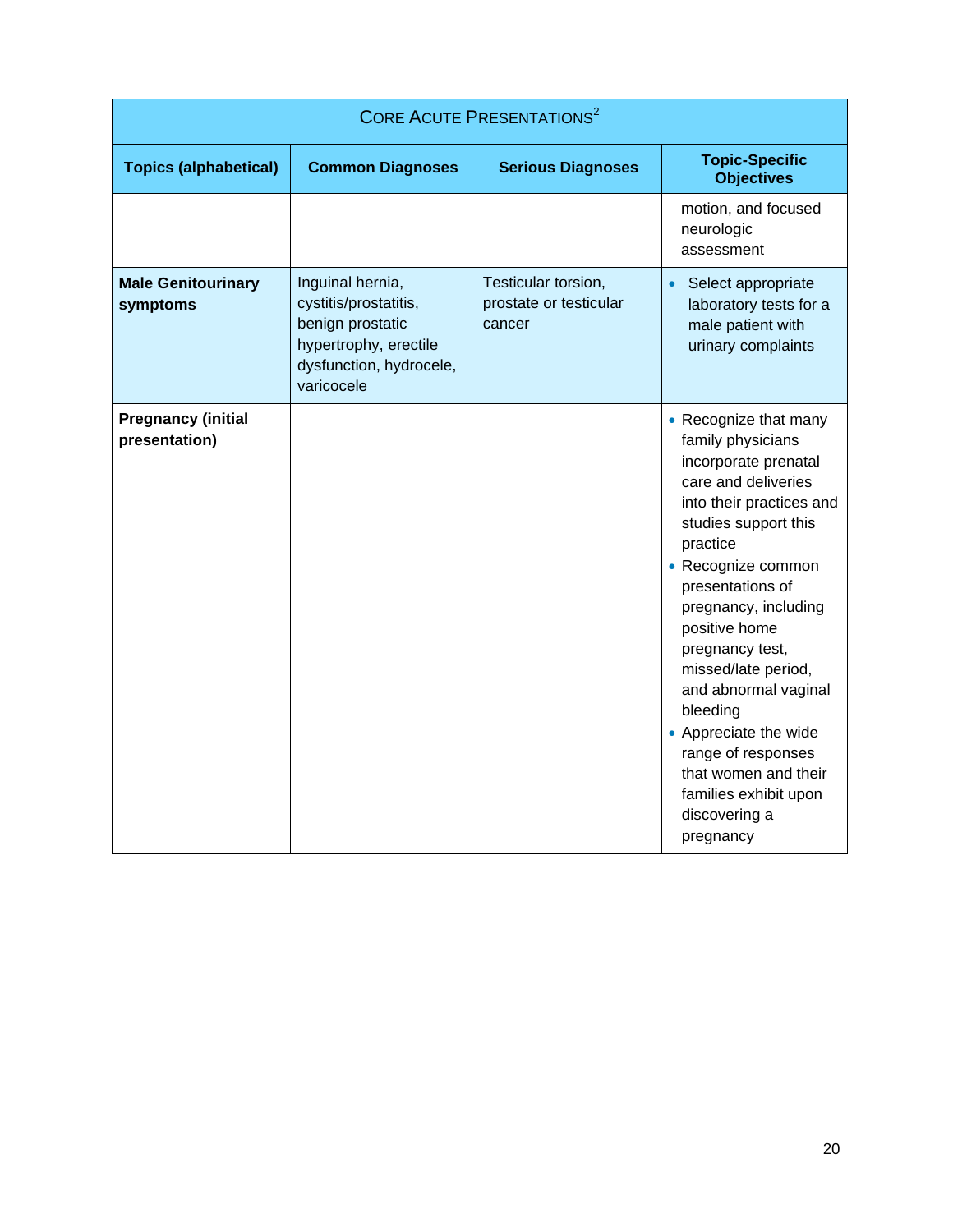| Core Acute Presentations[2] | | | |
|---|---|---|---|
| **Topics (alphabetical)** | **Common Diagnoses** | **Serious Diagnoses** | **Topic-Specific Objectives** |
| | | | motion, and focused neurologic assessment |
| **Male Genitourinary symptoms** | Inguinal hernia, cystitis/prostatitis, benign prostatic hypertrophy, erectile dysfunction, hydrocele, varicocele | Testicular torsion, prostate or testicular cancer | • Select appropriate laboratory tests for a male patient with urinary complaints |
| **Pregnancy (initial presentation)** | | | • Recognize that many family physicians incorporate prenatal care and deliveries into their practices and studies support this practice <br> • Recognize common presentations of pregnancy, including positive home pregnancy test, missed/late period, and abnormal vaginal bleeding <br> • Appreciate the wide range of responses that women and their families exhibit upon discovering a pregnancy |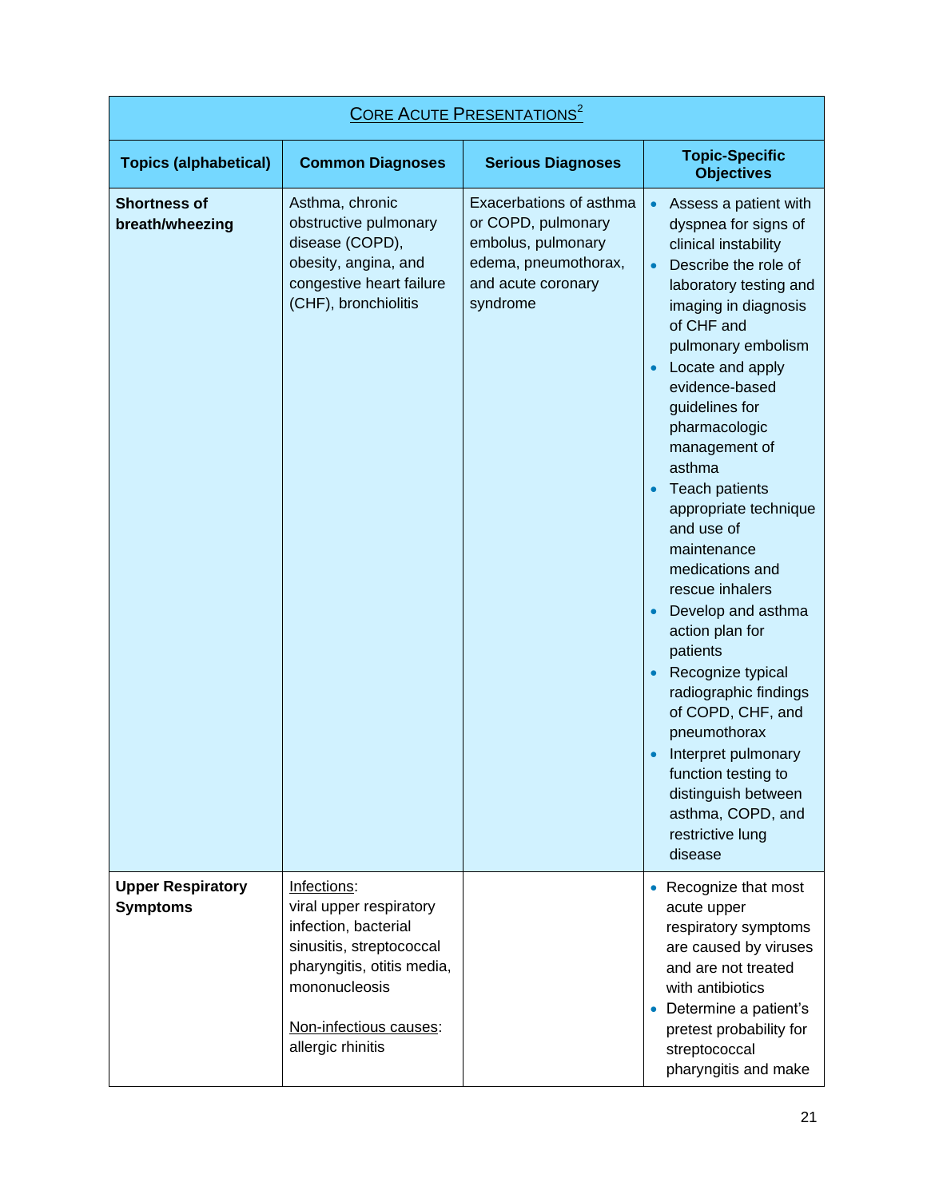| CORE ACUTE PRESENTATIONS[2] | | | |
|---|---|---|---|
| **Topics (alphabetical)** | **Common Diagnoses** | **Serious Diagnoses** | **Topic-Specific Objectives** |
| **Shortness of breath/wheezing** | Asthma, chronic obstructive pulmonary disease (COPD), obesity, angina, and congestive heart failure (CHF), bronchiolitis | Exacerbations of asthma or COPD, pulmonary embolus, pulmonary edema, pneumothorax, and acute coronary syndrome | • Assess a patient with dyspnea for signs of clinical instability<br>• Describe the role of laboratory testing and imaging in diagnosis of CHF and pulmonary embolism<br>• Locate and apply evidence-based guidelines for pharmacologic management of asthma<br>• Teach patients appropriate technique and use of maintenance medications and rescue inhalers<br>• Develop and asthma action plan for patients<br>• Recognize typical radiographic findings of COPD, CHF, and pneumothorax<br>• Interpret pulmonary function testing to distinguish between asthma, COPD, and restrictive lung disease |
| **Upper Respiratory Symptoms** | Infections:<br>viral upper respiratory infection, bacterial sinusitis, streptococcal pharyngitis, otitis media, mononucleosis<br><br>Non-infectious causes:<br>allergic rhinitis | | • Recognize that most acute upper respiratory symptoms are caused by viruses and are not treated with antibiotics<br>• Determine a patient's pretest probability for streptococcal pharyngitis and make |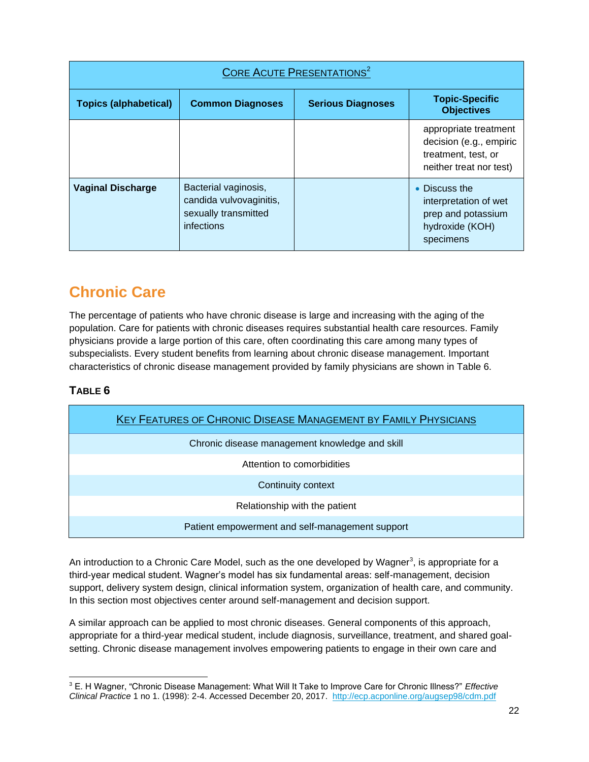| Core Acute Presentations[2] | | | |
|---|---|---|---|
| **Topics (alphabetical)** | **Common Diagnoses** | **Serious Diagnoses** | **Topic-Specific Objectives** |
| | | | appropriate treatment decision (e.g., empiric treatment, test, or neither treat nor test) |
| **Vaginal Discharge** | Bacterial vaginosis, candida vulvovaginitis, sexually transmitted infections | | • Discuss the interpretation of wet prep and potassium hydroxide (KOH) specimens |

## Chronic Care

The percentage of patients who have chronic disease is large and increasing with the aging of the population. Care for patients with chronic diseases requires substantial health care resources. Family physicians provide a large portion of this care, often coordinating this care among many types of subspecialists. Every student benefits from learning about chronic disease management. Important characteristics of chronic disease management provided by family physicians are shown in Table 6.

### Table 6

| Key Features of Chronic Disease Management by Family Physicians |
|---|
| Chronic disease management knowledge and skill |
| Attention to comorbidities |
| Continuity context |
| Relationship with the patient |
| Patient empowerment and self-management support |

An introduction to a Chronic Care Model, such as the one developed by Wagner[3], is appropriate for a third-year medical student. Wagner's model has six fundamental areas: self-management, decision support, delivery system design, clinical information system, organization of health care, and community. In this section most objectives center around self-management and decision support.

A similar approach can be applied to most chronic diseases. General components of this approach, appropriate for a third-year medical student, include diagnosis, surveillance, treatment, and shared goal-setting. Chronic disease management involves empowering patients to engage in their own care and

[3] E. H Wagner, "Chronic Disease Management: What Will It Take to Improve Care for Chronic Illness?" *Effective Clinical Practice* 1 no 1. (1998): 2-4. Accessed December 20, 2017. http://ecp.acponline.org/augsep98/cdm.pdf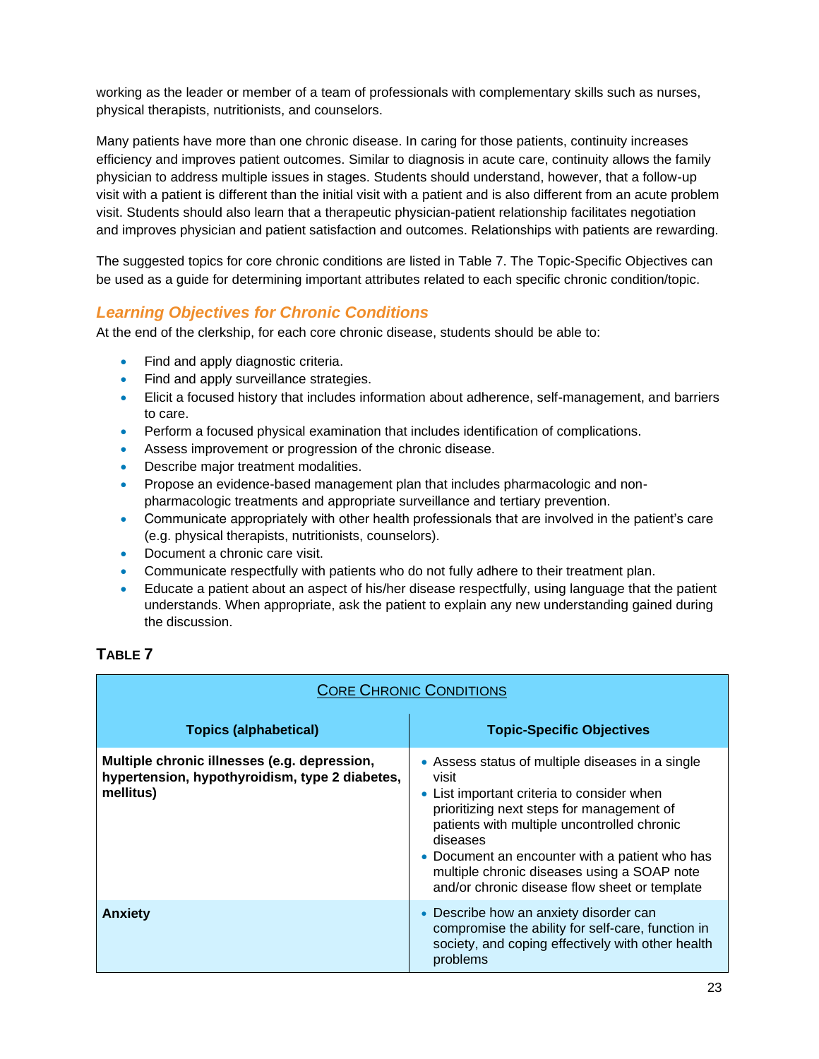working as the leader or member of a team of professionals with complementary skills such as nurses, physical therapists, nutritionists, and counselors.

Many patients have more than one chronic disease. In caring for those patients, continuity increases efficiency and improves patient outcomes. Similar to diagnosis in acute care, continuity allows the family physician to address multiple issues in stages. Students should understand, however, that a follow-up visit with a patient is different than the initial visit with a patient and is also different from an acute problem visit. Students should also learn that a therapeutic physician-patient relationship facilitates negotiation and improves physician and patient satisfaction and outcomes. Relationships with patients are rewarding.

The suggested topics for core chronic conditions are listed in Table 7. The Topic-Specific Objectives can be used as a guide for determining important attributes related to each specific chronic condition/topic.

## *Learning Objectives for Chronic Conditions*

At the end of the clerkship, for each core chronic disease, students should be able to:

- Find and apply diagnostic criteria.
- Find and apply surveillance strategies.
- Elicit a focused history that includes information about adherence, self-management, and barriers to care.
- Perform a focused physical examination that includes identification of complications.
- Assess improvement or progression of the chronic disease.
- Describe major treatment modalities.
- Propose an evidence-based management plan that includes pharmacologic and non-pharmacologic treatments and appropriate surveillance and tertiary prevention.
- Communicate appropriately with other health professionals that are involved in the patient's care (e.g. physical therapists, nutritionists, counselors).
- Document a chronic care visit.
- Communicate respectfully with patients who do not fully adhere to their treatment plan.
- Educate a patient about an aspect of his/her disease respectfully, using language that the patient understands. When appropriate, ask the patient to explain any new understanding gained during the discussion.

### TABLE 7

| CORE CHRONIC CONDITIONS | |
|---|---|
| **Topics (alphabetical)** | **Topic-Specific Objectives** |
| **Multiple chronic illnesses (e.g. depression, hypertension, hypothyroidism, type 2 diabetes, mellitus)** | • Assess status of multiple diseases in a single visit<br>• List important criteria to consider when prioritizing next steps for management of patients with multiple uncontrolled chronic diseases<br>• Document an encounter with a patient who has multiple chronic diseases using a SOAP note and/or chronic disease flow sheet or template |
| **Anxiety** | • Describe how an anxiety disorder can compromise the ability for self-care, function in society, and coping effectively with other health problems |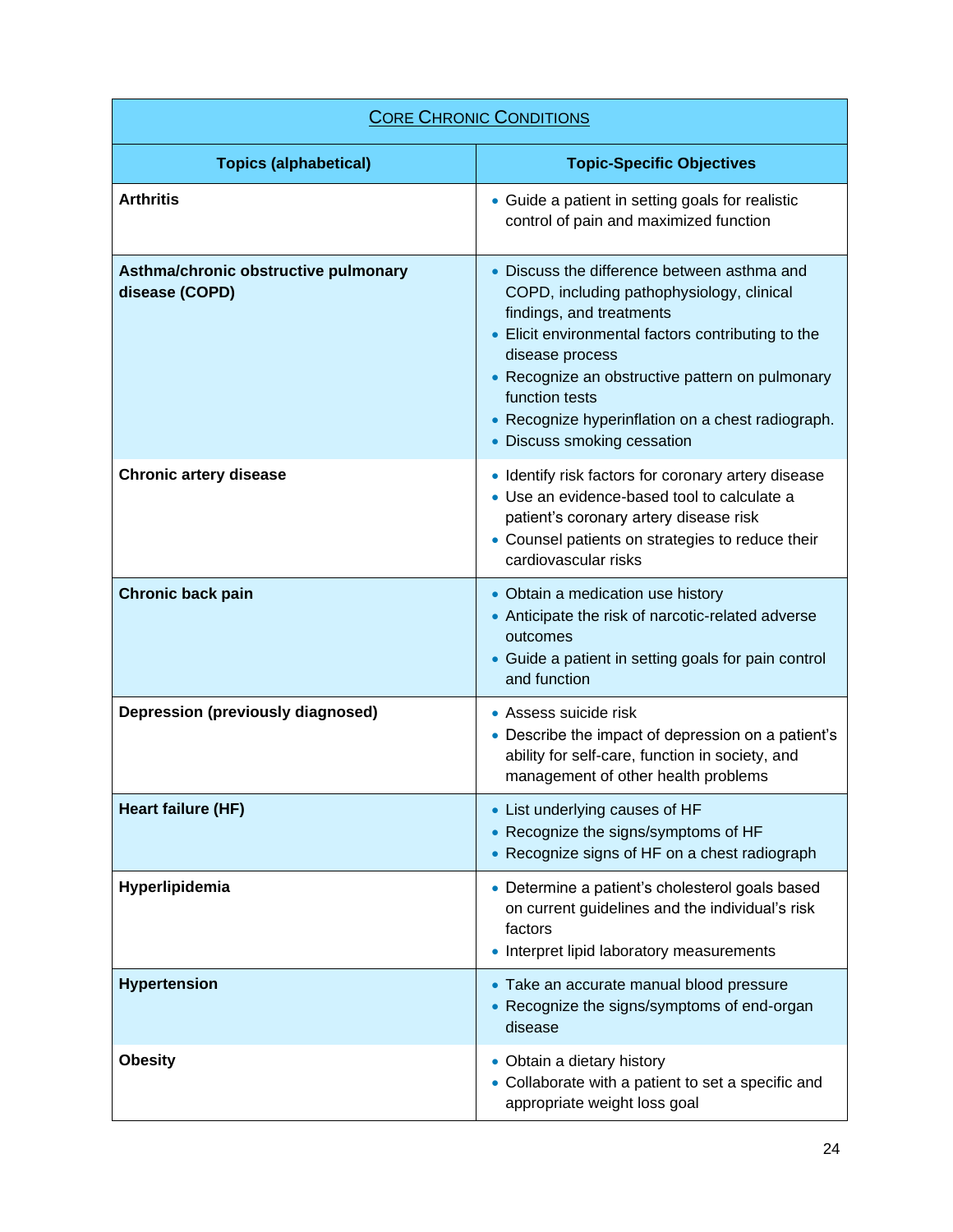| Core Chronic Conditions | |
|---|---|
| **Topics (alphabetical)** | **Topic-Specific Objectives** |
| **Arthritis** | • Guide a patient in setting goals for realistic control of pain and maximized function |
| **Asthma/chronic obstructive pulmonary disease (COPD)** | • Discuss the difference between asthma and COPD, including pathophysiology, clinical findings, and treatments<br>• Elicit environmental factors contributing to the disease process<br>• Recognize an obstructive pattern on pulmonary function tests<br>• Recognize hyperinflation on a chest radiograph.<br>• Discuss smoking cessation |
| **Chronic artery disease** | • Identify risk factors for coronary artery disease<br>• Use an evidence-based tool to calculate a patient's coronary artery disease risk<br>• Counsel patients on strategies to reduce their cardiovascular risks |
| **Chronic back pain** | • Obtain a medication use history<br>• Anticipate the risk of narcotic-related adverse outcomes<br>• Guide a patient in setting goals for pain control and function |
| **Depression (previously diagnosed)** | • Assess suicide risk<br>• Describe the impact of depression on a patient's ability for self-care, function in society, and management of other health problems |
| **Heart failure (HF)** | • List underlying causes of HF<br>• Recognize the signs/symptoms of HF<br>• Recognize signs of HF on a chest radiograph |
| **Hyperlipidemia** | • Determine a patient's cholesterol goals based on current guidelines and the individual's risk factors<br>• Interpret lipid laboratory measurements |
| **Hypertension** | • Take an accurate manual blood pressure<br>• Recognize the signs/symptoms of end-organ disease |
| **Obesity** | • Obtain a dietary history<br>• Collaborate with a patient to set a specific and appropriate weight loss goal |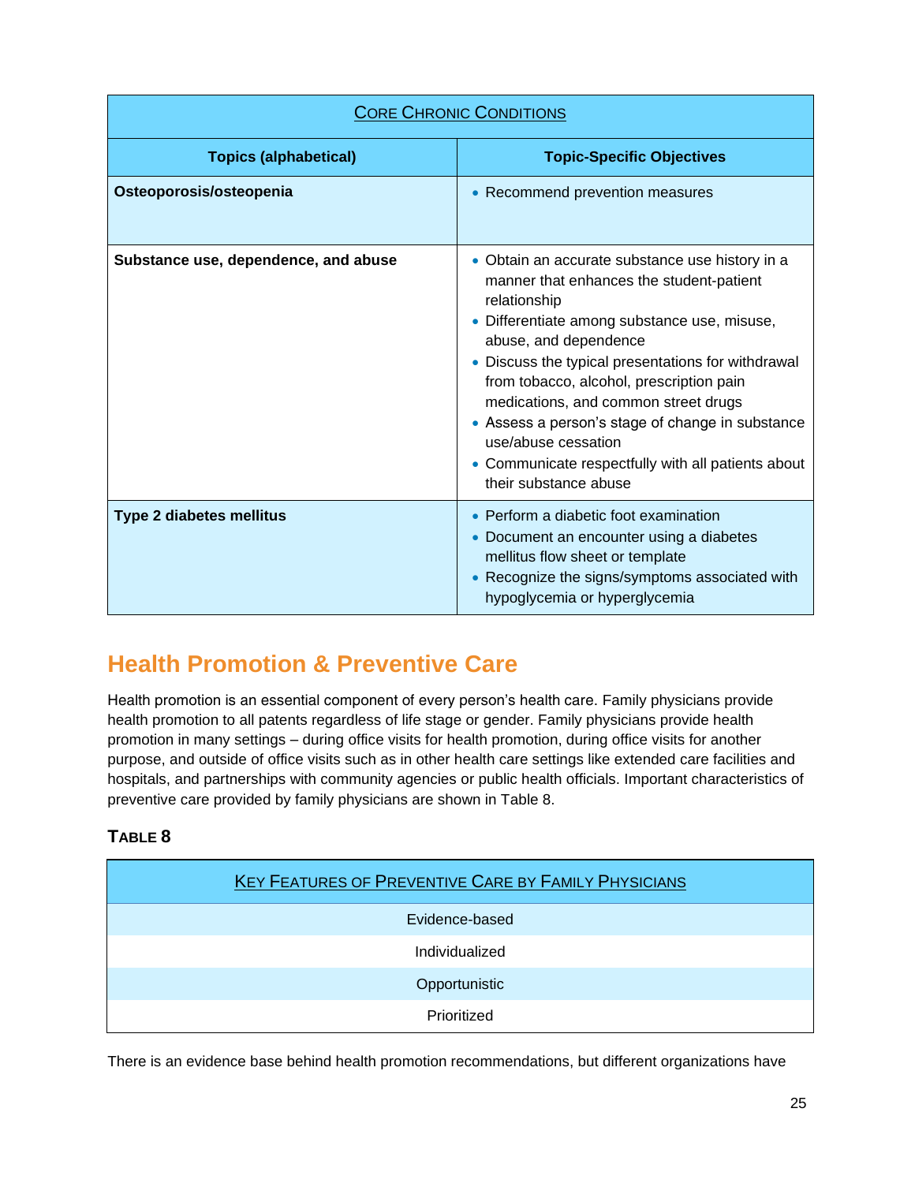| Core Chronic Conditions | |
|---|---|
| **Topics (alphabetical)** | **Topic-Specific Objectives** |
| **Osteoporosis/osteopenia** | • Recommend prevention measures |
| **Substance use, dependence, and abuse** | • Obtain an accurate substance use history in a manner that enhances the student-patient relationship<br>• Differentiate among substance use, misuse, abuse, and dependence<br>• Discuss the typical presentations for withdrawal from tobacco, alcohol, prescription pain medications, and common street drugs<br>• Assess a person's stage of change in substance use/abuse cessation<br>• Communicate respectfully with all patients about their substance abuse |
| **Type 2 diabetes mellitus** | • Perform a diabetic foot examination<br>• Document an encounter using a diabetes mellitus flow sheet or template<br>• Recognize the signs/symptoms associated with hypoglycemia or hyperglycemia |

## Health Promotion & Preventive Care

Health promotion is an essential component of every person's health care. Family physicians provide health promotion to all patents regardless of life stage or gender. Family physicians provide health promotion in many settings – during office visits for health promotion, during office visits for another purpose, and outside of office visits such as in other health care settings like extended care facilities and hospitals, and partnerships with community agencies or public health officials. Important characteristics of preventive care provided by family physicians are shown in Table 8.

### Table 8

| Key Features of Preventive Care by Family Physicians |
|---|
| Evidence-based |
| Individualized |
| Opportunistic |
| Prioritized |

There is an evidence base behind health promotion recommendations, but different organizations have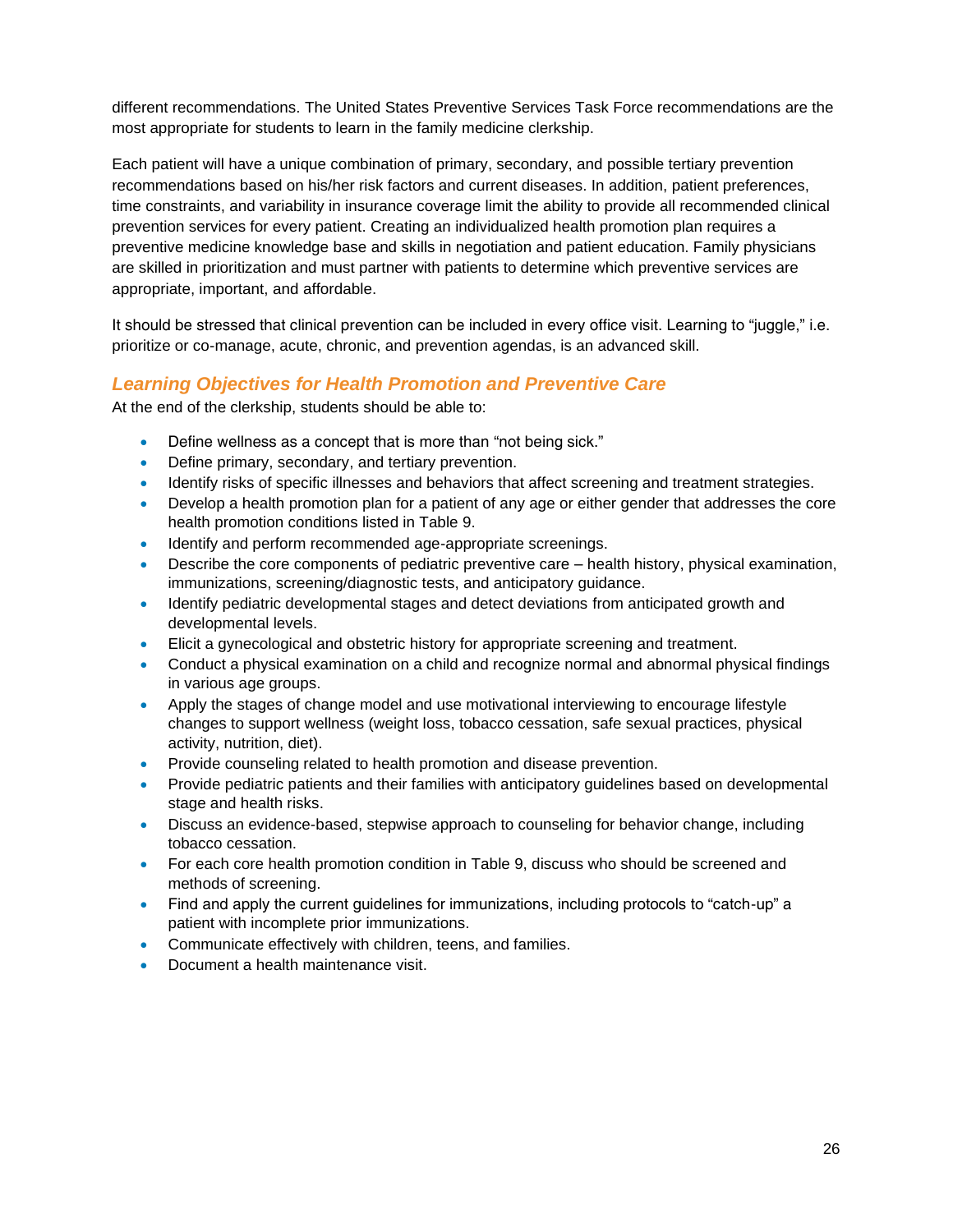different recommendations. The United States Preventive Services Task Force recommendations are the most appropriate for students to learn in the family medicine clerkship.

Each patient will have a unique combination of primary, secondary, and possible tertiary prevention recommendations based on his/her risk factors and current diseases. In addition, patient preferences, time constraints, and variability in insurance coverage limit the ability to provide all recommended clinical prevention services for every patient. Creating an individualized health promotion plan requires a preventive medicine knowledge base and skills in negotiation and patient education. Family physicians are skilled in prioritization and must partner with patients to determine which preventive services are appropriate, important, and affordable.

It should be stressed that clinical prevention can be included in every office visit. Learning to "juggle," i.e. prioritize or co-manage, acute, chronic, and prevention agendas, is an advanced skill.

## *Learning Objectives for Health Promotion and Preventive Care*

At the end of the clerkship, students should be able to:

- Define wellness as a concept that is more than "not being sick."
- Define primary, secondary, and tertiary prevention.
- Identify risks of specific illnesses and behaviors that affect screening and treatment strategies.
- Develop a health promotion plan for a patient of any age or either gender that addresses the core health promotion conditions listed in Table 9.
- Identify and perform recommended age-appropriate screenings.
- Describe the core components of pediatric preventive care – health history, physical examination, immunizations, screening/diagnostic tests, and anticipatory guidance.
- Identify pediatric developmental stages and detect deviations from anticipated growth and developmental levels.
- Elicit a gynecological and obstetric history for appropriate screening and treatment.
- Conduct a physical examination on a child and recognize normal and abnormal physical findings in various age groups.
- Apply the stages of change model and use motivational interviewing to encourage lifestyle changes to support wellness (weight loss, tobacco cessation, safe sexual practices, physical activity, nutrition, diet).
- Provide counseling related to health promotion and disease prevention.
- Provide pediatric patients and their families with anticipatory guidelines based on developmental stage and health risks.
- Discuss an evidence-based, stepwise approach to counseling for behavior change, including tobacco cessation.
- For each core health promotion condition in Table 9, discuss who should be screened and methods of screening.
- Find and apply the current guidelines for immunizations, including protocols to "catch-up" a patient with incomplete prior immunizations.
- Communicate effectively with children, teens, and families.
- Document a health maintenance visit.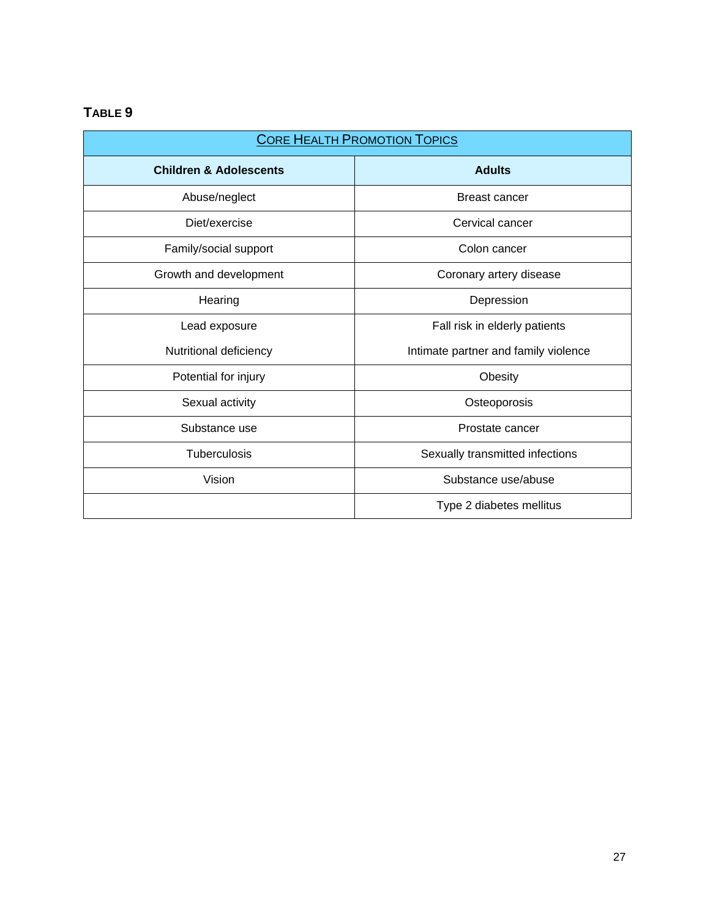**TABLE 9**

| CORE HEALTH PROMOTION TOPICS | |
|---|---|
| **Children & Adolescents** | **Adults** |
| Abuse/neglect | Breast cancer |
| Diet/exercise | Cervical cancer |
| Family/social support | Colon cancer |
| Growth and development | Coronary artery disease |
| Hearing | Depression |
| Lead exposure | Fall risk in elderly patients |
| Nutritional deficiency | Intimate partner and family violence |
| Potential for injury | Obesity |
| Sexual activity | Osteoporosis |
| Substance use | Prostate cancer |
| Tuberculosis | Sexually transmitted infections |
| Vision | Substance use/abuse |
| | Type 2 diabetes mellitus |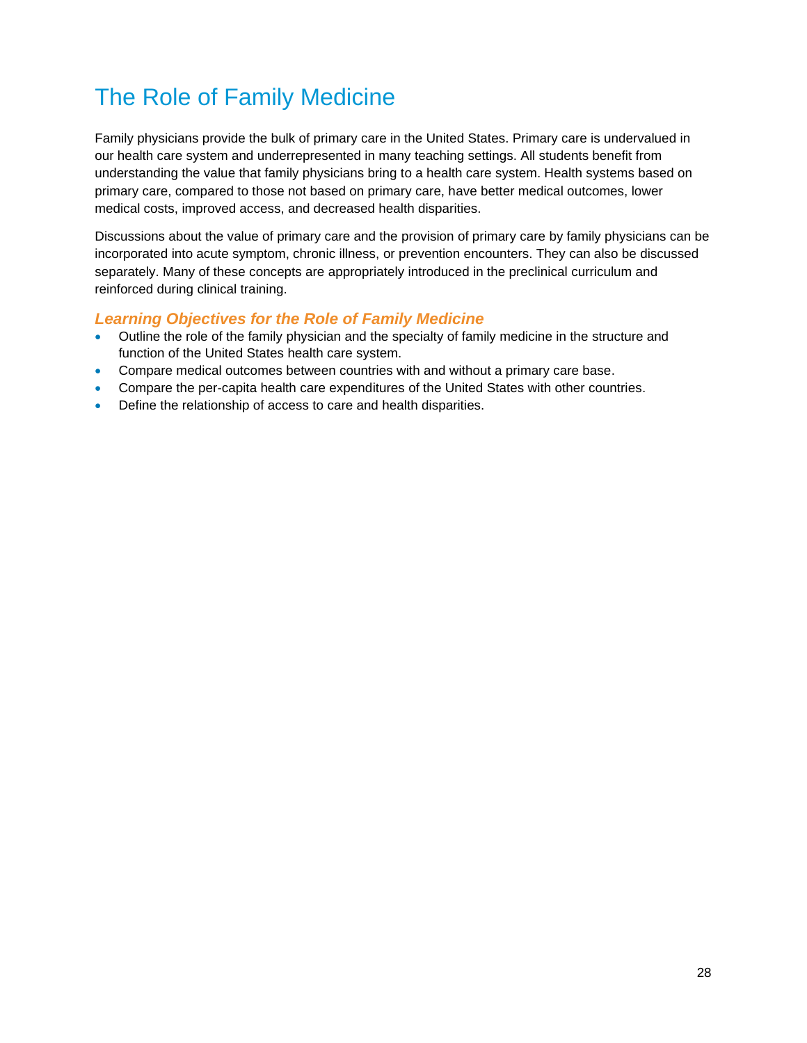# The Role of Family Medicine

Family physicians provide the bulk of primary care in the United States. Primary care is undervalued in our health care system and underrepresented in many teaching settings. All students benefit from understanding the value that family physicians bring to a health care system. Health systems based on primary care, compared to those not based on primary care, have better medical outcomes, lower medical costs, improved access, and decreased health disparities.

Discussions about the value of primary care and the provision of primary care by family physicians can be incorporated into acute symptom, chronic illness, or prevention encounters. They can also be discussed separately. Many of these concepts are appropriately introduced in the preclinical curriculum and reinforced during clinical training.

### *Learning Objectives for the Role of Family Medicine*

- Outline the role of the family physician and the specialty of family medicine in the structure and function of the United States health care system.
- Compare medical outcomes between countries with and without a primary care base.
- Compare the per-capita health care expenditures of the United States with other countries.
- Define the relationship of access to care and health disparities.